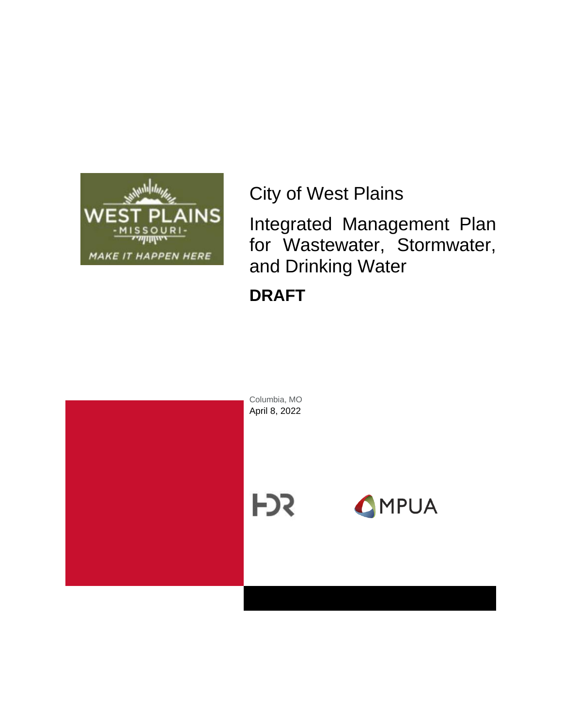# City of West Plains

## Integrated Management Plan for Wastewater, Stormwater, and Drinking Water

**DRAFT**

Columbia, MO
April 8, 2022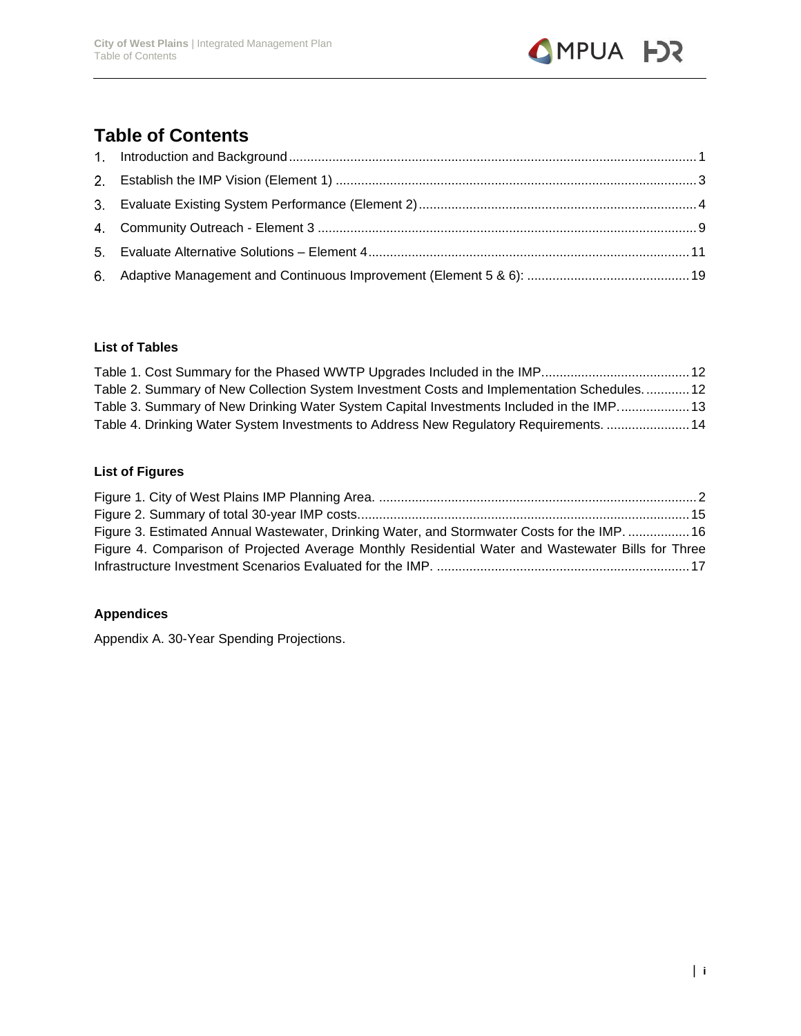# Table of Contents

1. Introduction and Background ..... 1
2. Establish the IMP Vision (Element 1) ..... 3
3. Evaluate Existing System Performance (Element 2) ..... 4
4. Community Outreach - Element 3 ..... 9
5. Evaluate Alternative Solutions – Element 4 ..... 11
6. Adaptive Management and Continuous Improvement (Element 5 & 6): ..... 19

### List of Tables

Table 1. Cost Summary for the Phased WWTP Upgrades Included in the IMP. ..... 12
Table 2. Summary of New Collection System Investment Costs and Implementation Schedules. ..... 12
Table 3. Summary of New Drinking Water System Capital Investments Included in the IMP. ..... 13
Table 4. Drinking Water System Investments to Address New Regulatory Requirements. ..... 14

### List of Figures

Figure 1. City of West Plains IMP Planning Area. ..... 2
Figure 2. Summary of total 30-year IMP costs. ..... 15
Figure 3. Estimated Annual Wastewater, Drinking Water, and Stormwater Costs for the IMP. ..... 16
Figure 4. Comparison of Projected Average Monthly Residential Water and Wastewater Bills for Three Infrastructure Investment Scenarios Evaluated for the IMP. ..... 17

### Appendices

Appendix A. 30-Year Spending Projections.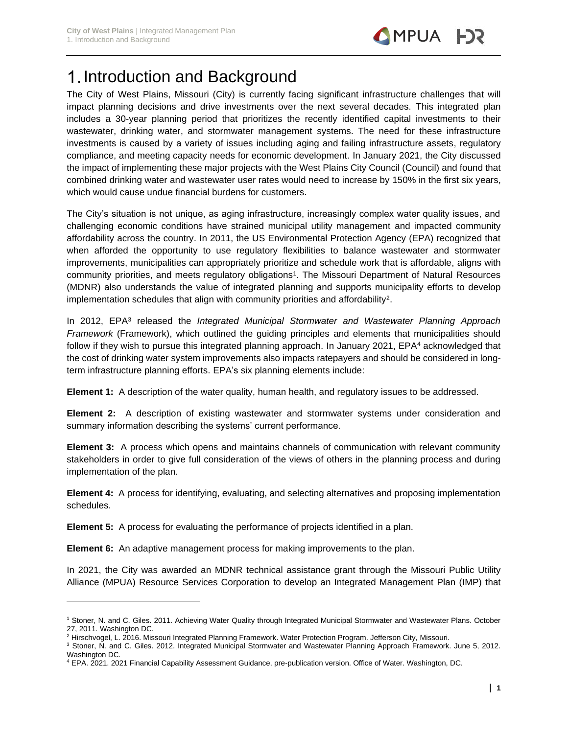# 1. Introduction and Background

The City of West Plains, Missouri (City) is currently facing significant infrastructure challenges that will impact planning decisions and drive investments over the next several decades. This integrated plan includes a 30-year planning period that prioritizes the recently identified capital investments to their wastewater, drinking water, and stormwater management systems. The need for these infrastructure investments is caused by a variety of issues including aging and failing infrastructure assets, regulatory compliance, and meeting capacity needs for economic development. In January 2021, the City discussed the impact of implementing these major projects with the West Plains City Council (Council) and found that combined drinking water and wastewater user rates would need to increase by 150% in the first six years, which would cause undue financial burdens for customers.

The City's situation is not unique, as aging infrastructure, increasingly complex water quality issues, and challenging economic conditions have strained municipal utility management and impacted community affordability across the country. In 2011, the US Environmental Protection Agency (EPA) recognized that when afforded the opportunity to use regulatory flexibilities to balance wastewater and stormwater improvements, municipalities can appropriately prioritize and schedule work that is affordable, aligns with community priorities, and meets regulatory obligations[1]. The Missouri Department of Natural Resources (MDNR) also understands the value of integrated planning and supports municipality efforts to develop implementation schedules that align with community priorities and affordability[2].

In 2012, EPA[3] released the *Integrated Municipal Stormwater and Wastewater Planning Approach Framework* (Framework), which outlined the guiding principles and elements that municipalities should follow if they wish to pursue this integrated planning approach. In January 2021, EPA[4] acknowledged that the cost of drinking water system improvements also impacts ratepayers and should be considered in long-term infrastructure planning efforts. EPA's six planning elements include:

**Element 1:** A description of the water quality, human health, and regulatory issues to be addressed.

**Element 2:** A description of existing wastewater and stormwater systems under consideration and summary information describing the systems' current performance.

**Element 3:** A process which opens and maintains channels of communication with relevant community stakeholders in order to give full consideration of the views of others in the planning process and during implementation of the plan.

**Element 4:** A process for identifying, evaluating, and selecting alternatives and proposing implementation schedules.

**Element 5:** A process for evaluating the performance of projects identified in a plan.

**Element 6:** An adaptive management process for making improvements to the plan.

In 2021, the City was awarded an MDNR technical assistance grant through the Missouri Public Utility Alliance (MPUA) Resource Services Corporation to develop an Integrated Management Plan (IMP) that

---

[1] Stoner, N. and C. Giles. 2011. Achieving Water Quality through Integrated Municipal Stormwater and Wastewater Plans. October 27, 2011. Washington DC.

[2] Hirschvogel, L. 2016. Missouri Integrated Planning Framework. Water Protection Program. Jefferson City, Missouri.

[3] Stoner, N. and C. Giles. 2012. Integrated Municipal Stormwater and Wastewater Planning Approach Framework. June 5, 2012. Washington DC.

[4] EPA. 2021. 2021 Financial Capability Assessment Guidance, pre-publication version. Office of Water. Washington, DC.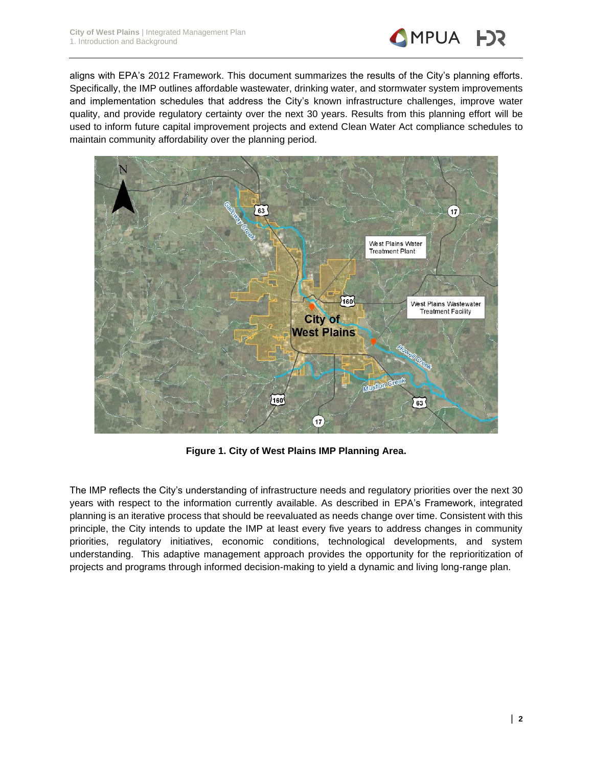aligns with EPA's 2012 Framework. This document summarizes the results of the City's planning efforts. Specifically, the IMP outlines affordable wastewater, drinking water, and stormwater system improvements and implementation schedules that address the City's known infrastructure challenges, improve water quality, and provide regulatory certainty over the next 30 years. Results from this planning effort will be used to inform future capital improvement projects and extend Clean Water Act compliance schedules to maintain community affordability over the planning period.

**Figure 1. City of West Plains IMP Planning Area.**

The IMP reflects the City's understanding of infrastructure needs and regulatory priorities over the next 30 years with respect to the information currently available. As described in EPA's Framework, integrated planning is an iterative process that should be reevaluated as needs change over time. Consistent with this principle, the City intends to update the IMP at least every five years to address changes in community priorities, regulatory initiatives, economic conditions, technological developments, and system understanding. This adaptive management approach provides the opportunity for the reprioritization of projects and programs through informed decision-making to yield a dynamic and living long-range plan.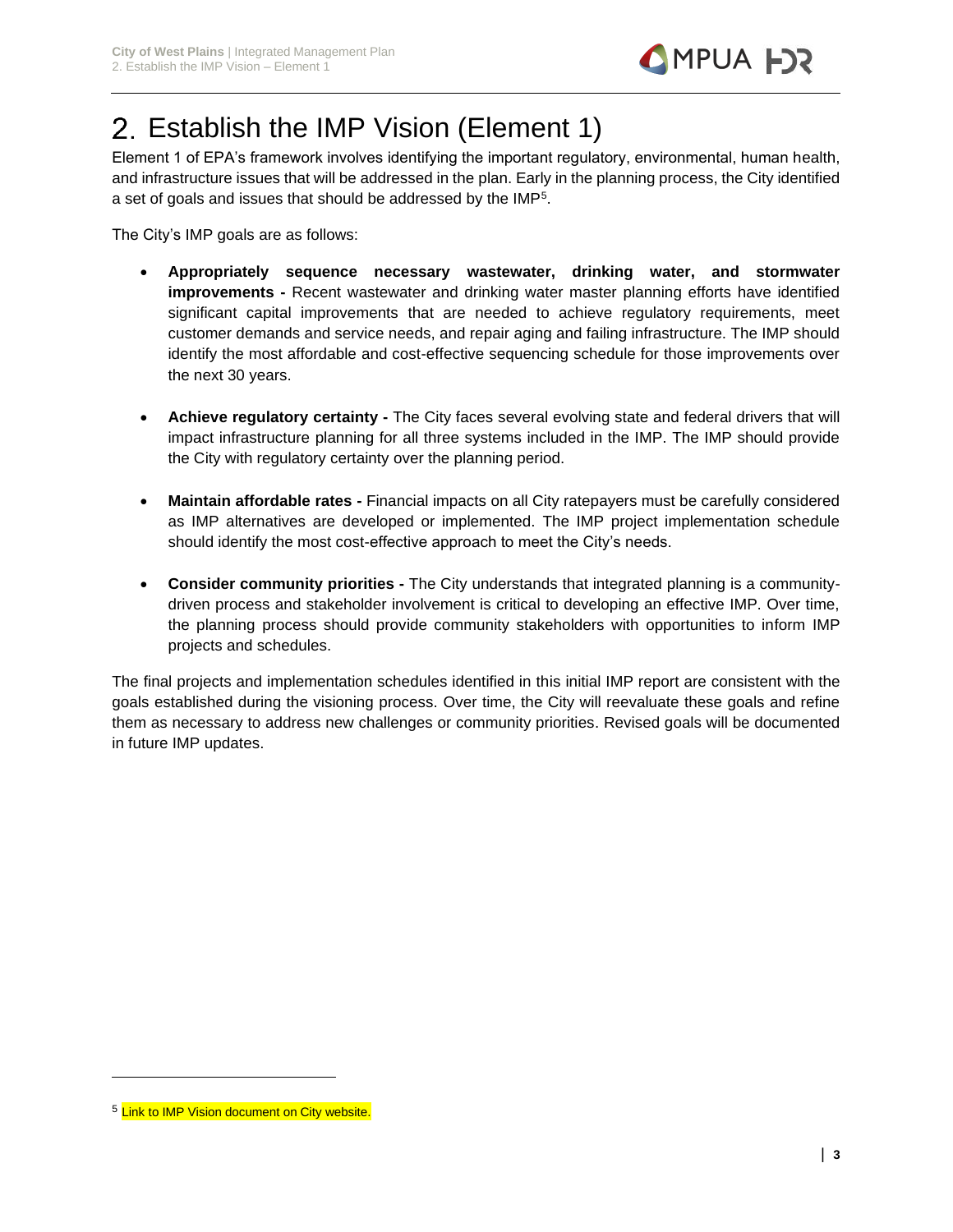# 2. Establish the IMP Vision (Element 1)

Element 1 of EPA's framework involves identifying the important regulatory, environmental, human health, and infrastructure issues that will be addressed in the plan. Early in the planning process, the City identified a set of goals and issues that should be addressed by the IMP[5].

The City's IMP goals are as follows:

- **Appropriately sequence necessary wastewater, drinking water, and stormwater improvements -** Recent wastewater and drinking water master planning efforts have identified significant capital improvements that are needed to achieve regulatory requirements, meet customer demands and service needs, and repair aging and failing infrastructure. The IMP should identify the most affordable and cost-effective sequencing schedule for those improvements over the next 30 years.

- **Achieve regulatory certainty -** The City faces several evolving state and federal drivers that will impact infrastructure planning for all three systems included in the IMP. The IMP should provide the City with regulatory certainty over the planning period.

- **Maintain affordable rates -** Financial impacts on all City ratepayers must be carefully considered as IMP alternatives are developed or implemented. The IMP project implementation schedule should identify the most cost-effective approach to meet the City's needs.

- **Consider community priorities -** The City understands that integrated planning is a community-driven process and stakeholder involvement is critical to developing an effective IMP. Over time, the planning process should provide community stakeholders with opportunities to inform IMP projects and schedules.

The final projects and implementation schedules identified in this initial IMP report are consistent with the goals established during the visioning process. Over time, the City will reevaluate these goals and refine them as necessary to address new challenges or community priorities. Revised goals will be documented in future IMP updates.

---

[5] Link to IMP Vision document on City website.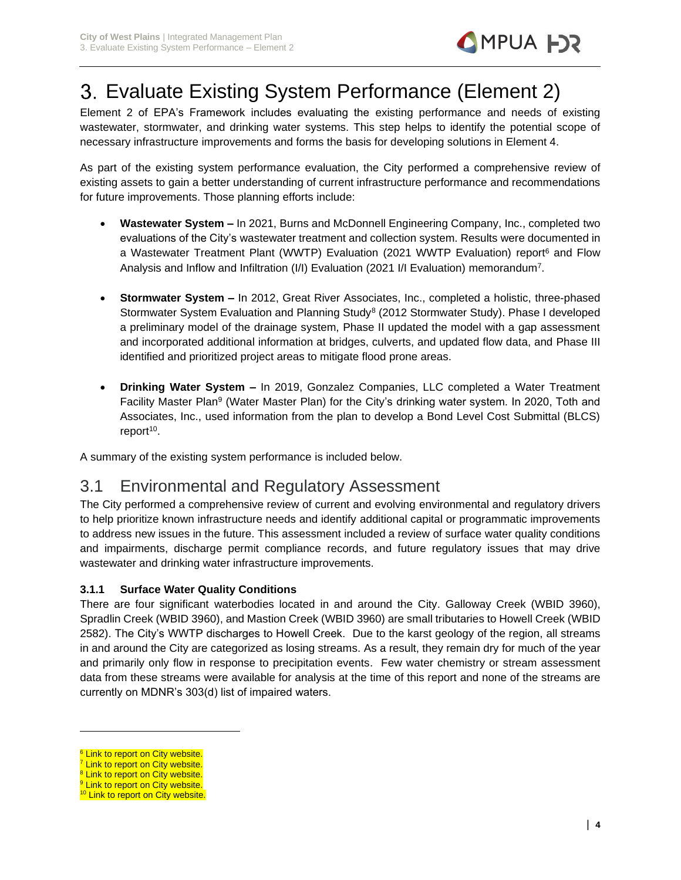# 3. Evaluate Existing System Performance (Element 2)

Element 2 of EPA's Framework includes evaluating the existing performance and needs of existing wastewater, stormwater, and drinking water systems. This step helps to identify the potential scope of necessary infrastructure improvements and forms the basis for developing solutions in Element 4.

As part of the existing system performance evaluation, the City performed a comprehensive review of existing assets to gain a better understanding of current infrastructure performance and recommendations for future improvements. Those planning efforts include:

- **Wastewater System –** In 2021, Burns and McDonnell Engineering Company, Inc., completed two evaluations of the City's wastewater treatment and collection system. Results were documented in a Wastewater Treatment Plant (WWTP) Evaluation (2021 WWTP Evaluation) report[6] and Flow Analysis and Inflow and Infiltration (I/I) Evaluation (2021 I/I Evaluation) memorandum[7].

- **Stormwater System –** In 2012, Great River Associates, Inc., completed a holistic, three-phased Stormwater System Evaluation and Planning Study[8] (2012 Stormwater Study). Phase I developed a preliminary model of the drainage system, Phase II updated the model with a gap assessment and incorporated additional information at bridges, culverts, and updated flow data, and Phase III identified and prioritized project areas to mitigate flood prone areas.

- **Drinking Water System –** In 2019, Gonzalez Companies, LLC completed a Water Treatment Facility Master Plan[9] (Water Master Plan) for the City's drinking water system. In 2020, Toth and Associates, Inc., used information from the plan to develop a Bond Level Cost Submittal (BLCS) report[10].

A summary of the existing system performance is included below.

## 3.1 Environmental and Regulatory Assessment

The City performed a comprehensive review of current and evolving environmental and regulatory drivers to help prioritize known infrastructure needs and identify additional capital or programmatic improvements to address new issues in the future. This assessment included a review of surface water quality conditions and impairments, discharge permit compliance records, and future regulatory issues that may drive wastewater and drinking water infrastructure improvements.

### 3.1.1 Surface Water Quality Conditions

There are four significant waterbodies located in and around the City. Galloway Creek (WBID 3960), Spradlin Creek (WBID 3960), and Mastion Creek (WBID 3960) are small tributaries to Howell Creek (WBID 2582). The City's WWTP discharges to Howell Creek. Due to the karst geology of the region, all streams in and around the City are categorized as losing streams. As a result, they remain dry for much of the year and primarily only flow in response to precipitation events. Few water chemistry or stream assessment data from these streams were available for analysis at the time of this report and none of the streams are currently on MDNR's 303(d) list of impaired waters.

---

[6] Link to report on City website.
[7] Link to report on City website.
[8] Link to report on City website.
[9] Link to report on City website.
[10] Link to report on City website.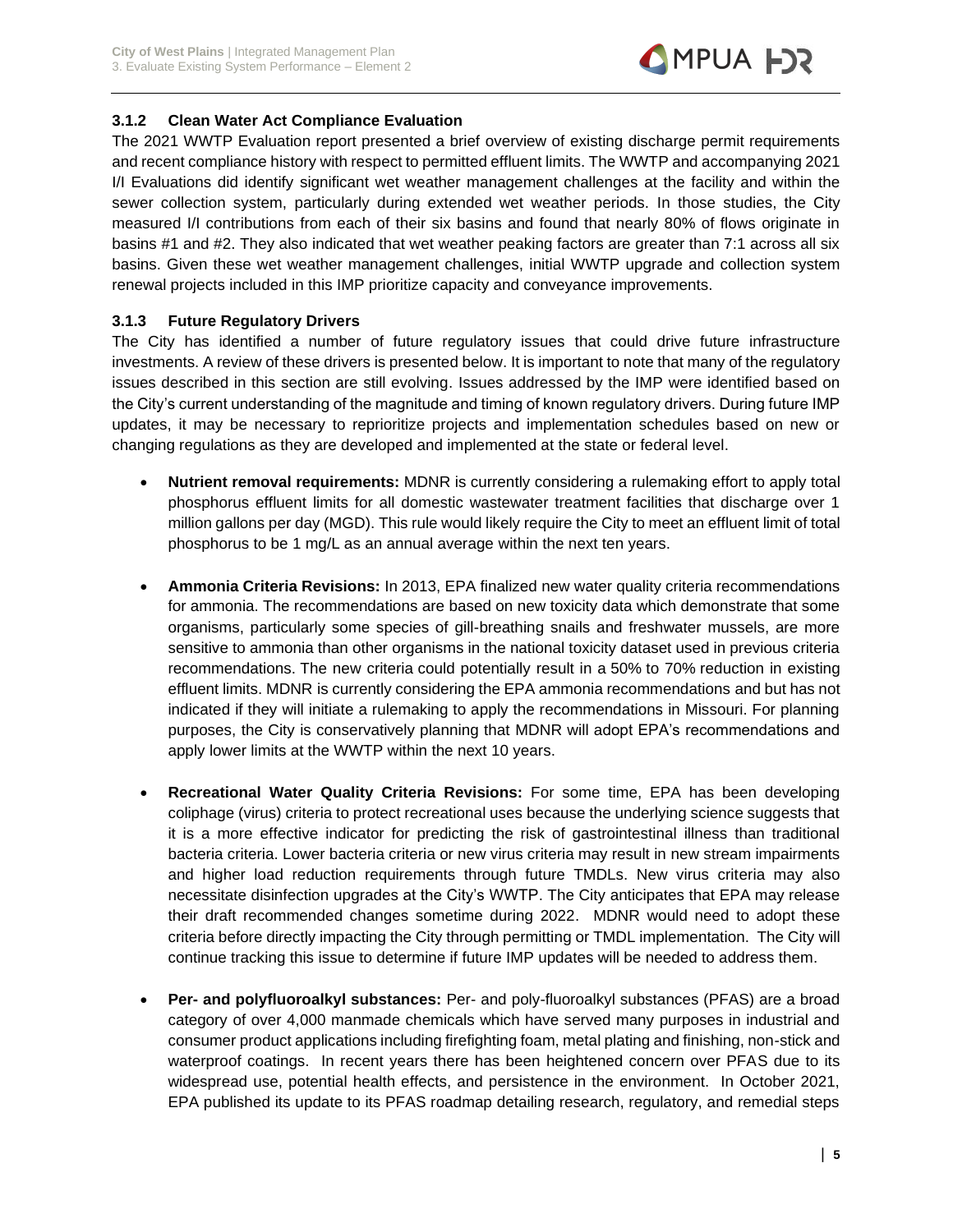### 3.1.2 Clean Water Act Compliance Evaluation

The 2021 WWTP Evaluation report presented a brief overview of existing discharge permit requirements and recent compliance history with respect to permitted effluent limits. The WWTP and accompanying 2021 I/I Evaluations did identify significant wet weather management challenges at the facility and within the sewer collection system, particularly during extended wet weather periods. In those studies, the City measured I/I contributions from each of their six basins and found that nearly 80% of flows originate in basins #1 and #2. They also indicated that wet weather peaking factors are greater than 7:1 across all six basins. Given these wet weather management challenges, initial WWTP upgrade and collection system renewal projects included in this IMP prioritize capacity and conveyance improvements.

### 3.1.3 Future Regulatory Drivers

The City has identified a number of future regulatory issues that could drive future infrastructure investments. A review of these drivers is presented below. It is important to note that many of the regulatory issues described in this section are still evolving. Issues addressed by the IMP were identified based on the City's current understanding of the magnitude and timing of known regulatory drivers. During future IMP updates, it may be necessary to reprioritize projects and implementation schedules based on new or changing regulations as they are developed and implemented at the state or federal level.

- **Nutrient removal requirements:** MDNR is currently considering a rulemaking effort to apply total phosphorus effluent limits for all domestic wastewater treatment facilities that discharge over 1 million gallons per day (MGD). This rule would likely require the City to meet an effluent limit of total phosphorus to be 1 mg/L as an annual average within the next ten years.

- **Ammonia Criteria Revisions:** In 2013, EPA finalized new water quality criteria recommendations for ammonia. The recommendations are based on new toxicity data which demonstrate that some organisms, particularly some species of gill-breathing snails and freshwater mussels, are more sensitive to ammonia than other organisms in the national toxicity dataset used in previous criteria recommendations. The new criteria could potentially result in a 50% to 70% reduction in existing effluent limits. MDNR is currently considering the EPA ammonia recommendations and but has not indicated if they will initiate a rulemaking to apply the recommendations in Missouri. For planning purposes, the City is conservatively planning that MDNR will adopt EPA's recommendations and apply lower limits at the WWTP within the next 10 years.

- **Recreational Water Quality Criteria Revisions:** For some time, EPA has been developing coliphage (virus) criteria to protect recreational uses because the underlying science suggests that it is a more effective indicator for predicting the risk of gastrointestinal illness than traditional bacteria criteria. Lower bacteria criteria or new virus criteria may result in new stream impairments and higher load reduction requirements through future TMDLs. New virus criteria may also necessitate disinfection upgrades at the City's WWTP. The City anticipates that EPA may release their draft recommended changes sometime during 2022. MDNR would need to adopt these criteria before directly impacting the City through permitting or TMDL implementation. The City will continue tracking this issue to determine if future IMP updates will be needed to address them.

- **Per- and polyfluoroalkyl substances:** Per- and poly-fluoroalkyl substances (PFAS) are a broad category of over 4,000 manmade chemicals which have served many purposes in industrial and consumer product applications including firefighting foam, metal plating and finishing, non-stick and waterproof coatings. In recent years there has been heightened concern over PFAS due to its widespread use, potential health effects, and persistence in the environment. In October 2021, EPA published its update to its PFAS roadmap detailing research, regulatory, and remedial steps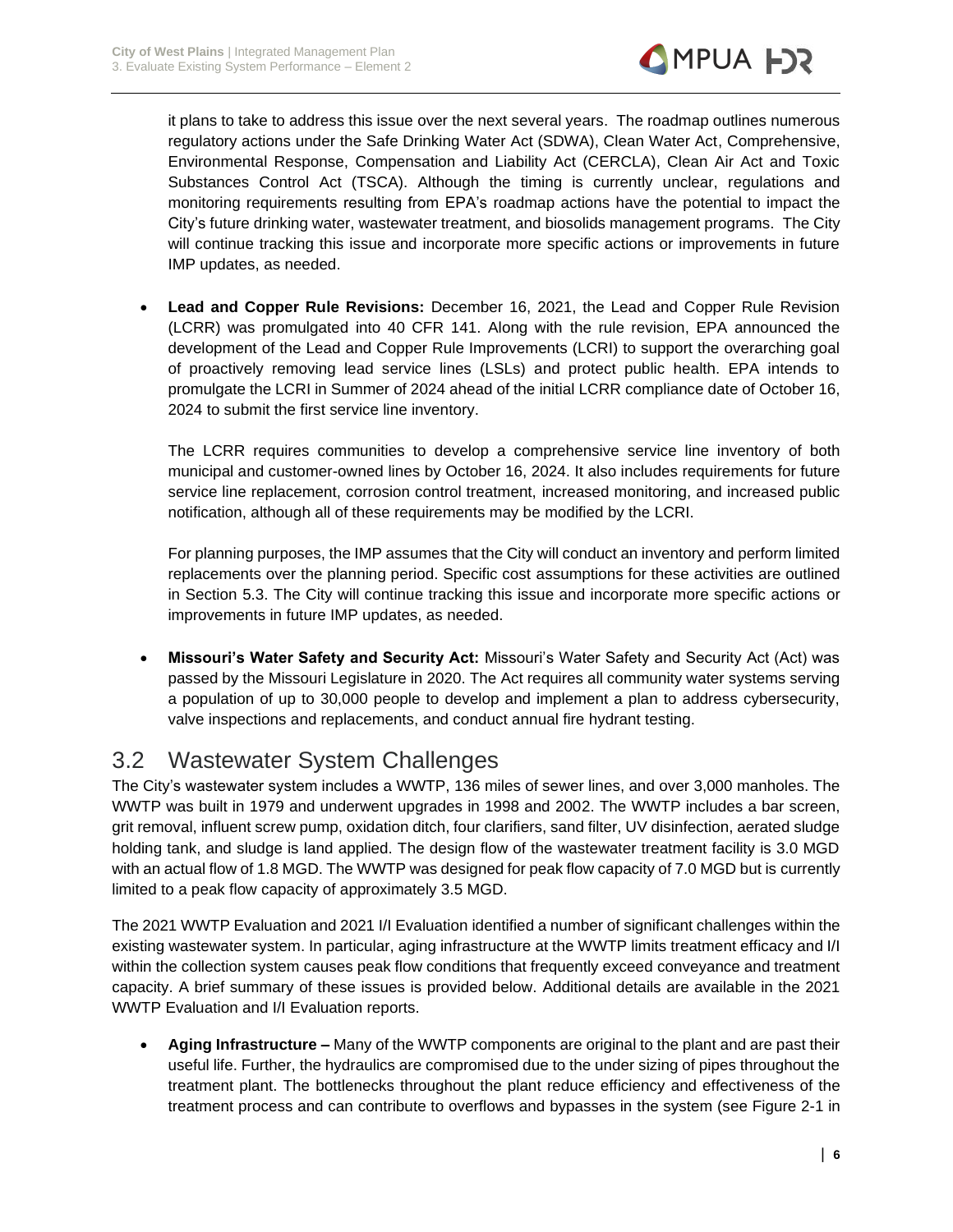it plans to take to address this issue over the next several years. The roadmap outlines numerous regulatory actions under the Safe Drinking Water Act (SDWA), Clean Water Act, Comprehensive, Environmental Response, Compensation and Liability Act (CERCLA), Clean Air Act and Toxic Substances Control Act (TSCA). Although the timing is currently unclear, regulations and monitoring requirements resulting from EPA's roadmap actions have the potential to impact the City's future drinking water, wastewater treatment, and biosolids management programs. The City will continue tracking this issue and incorporate more specific actions or improvements in future IMP updates, as needed.

- **Lead and Copper Rule Revisions:** December 16, 2021, the Lead and Copper Rule Revision (LCRR) was promulgated into 40 CFR 141. Along with the rule revision, EPA announced the development of the Lead and Copper Rule Improvements (LCRI) to support the overarching goal of proactively removing lead service lines (LSLs) and protect public health. EPA intends to promulgate the LCRI in Summer of 2024 ahead of the initial LCRR compliance date of October 16, 2024 to submit the first service line inventory.

  The LCRR requires communities to develop a comprehensive service line inventory of both municipal and customer-owned lines by October 16, 2024. It also includes requirements for future service line replacement, corrosion control treatment, increased monitoring, and increased public notification, although all of these requirements may be modified by the LCRI.

  For planning purposes, the IMP assumes that the City will conduct an inventory and perform limited replacements over the planning period. Specific cost assumptions for these activities are outlined in Section 5.3. The City will continue tracking this issue and incorporate more specific actions or improvements in future IMP updates, as needed.

- **Missouri's Water Safety and Security Act:** Missouri's Water Safety and Security Act (Act) was passed by the Missouri Legislature in 2020. The Act requires all community water systems serving a population of up to 30,000 people to develop and implement a plan to address cybersecurity, valve inspections and replacements, and conduct annual fire hydrant testing.

## 3.2 Wastewater System Challenges

The City's wastewater system includes a WWTP, 136 miles of sewer lines, and over 3,000 manholes. The WWTP was built in 1979 and underwent upgrades in 1998 and 2002. The WWTP includes a bar screen, grit removal, influent screw pump, oxidation ditch, four clarifiers, sand filter, UV disinfection, aerated sludge holding tank, and sludge is land applied. The design flow of the wastewater treatment facility is 3.0 MGD with an actual flow of 1.8 MGD. The WWTP was designed for peak flow capacity of 7.0 MGD but is currently limited to a peak flow capacity of approximately 3.5 MGD.

The 2021 WWTP Evaluation and 2021 I/I Evaluation identified a number of significant challenges within the existing wastewater system. In particular, aging infrastructure at the WWTP limits treatment efficacy and I/I within the collection system causes peak flow conditions that frequently exceed conveyance and treatment capacity. A brief summary of these issues is provided below. Additional details are available in the 2021 WWTP Evaluation and I/I Evaluation reports.

- **Aging Infrastructure –** Many of the WWTP components are original to the plant and are past their useful life. Further, the hydraulics are compromised due to the under sizing of pipes throughout the treatment plant. The bottlenecks throughout the plant reduce efficiency and effectiveness of the treatment process and can contribute to overflows and bypasses in the system (see Figure 2-1 in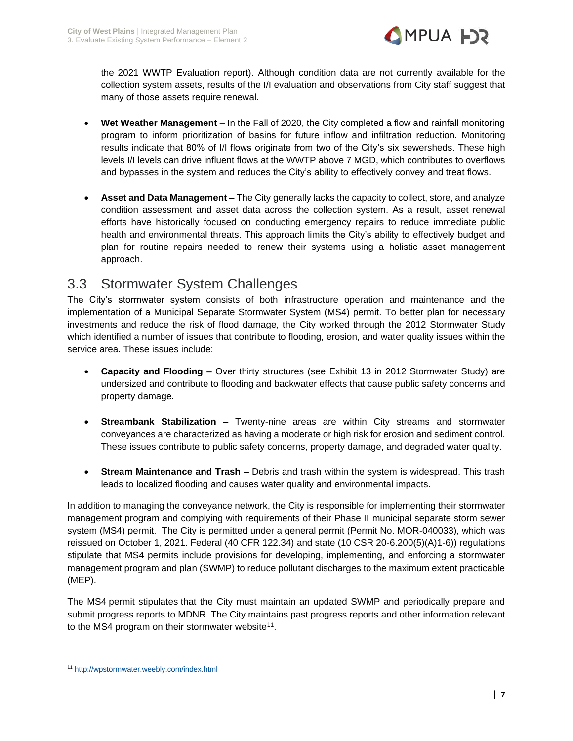the 2021 WWTP Evaluation report). Although condition data are not currently available for the collection system assets, results of the I/I evaluation and observations from City staff suggest that many of those assets require renewal.

- **Wet Weather Management –** In the Fall of 2020, the City completed a flow and rainfall monitoring program to inform prioritization of basins for future inflow and infiltration reduction. Monitoring results indicate that 80% of I/I flows originate from two of the City's six sewersheds. These high levels I/I levels can drive influent flows at the WWTP above 7 MGD, which contributes to overflows and bypasses in the system and reduces the City's ability to effectively convey and treat flows.

- **Asset and Data Management –** The City generally lacks the capacity to collect, store, and analyze condition assessment and asset data across the collection system. As a result, asset renewal efforts have historically focused on conducting emergency repairs to reduce immediate public health and environmental threats. This approach limits the City's ability to effectively budget and plan for routine repairs needed to renew their systems using a holistic asset management approach.

## 3.3 Stormwater System Challenges

The City's stormwater system consists of both infrastructure operation and maintenance and the implementation of a Municipal Separate Stormwater System (MS4) permit. To better plan for necessary investments and reduce the risk of flood damage, the City worked through the 2012 Stormwater Study which identified a number of issues that contribute to flooding, erosion, and water quality issues within the service area. These issues include:

- **Capacity and Flooding –** Over thirty structures (see Exhibit 13 in 2012 Stormwater Study) are undersized and contribute to flooding and backwater effects that cause public safety concerns and property damage.

- **Streambank Stabilization –** Twenty-nine areas are within City streams and stormwater conveyances are characterized as having a moderate or high risk for erosion and sediment control. These issues contribute to public safety concerns, property damage, and degraded water quality.

- **Stream Maintenance and Trash –** Debris and trash within the system is widespread. This trash leads to localized flooding and causes water quality and environmental impacts.

In addition to managing the conveyance network, the City is responsible for implementing their stormwater management program and complying with requirements of their Phase II municipal separate storm sewer system (MS4) permit. The City is permitted under a general permit (Permit No. MOR-040033), which was reissued on October 1, 2021. Federal (40 CFR 122.34) and state (10 CSR 20-6.200(5)(A)1-6)) regulations stipulate that MS4 permits include provisions for developing, implementing, and enforcing a stormwater management program and plan (SWMP) to reduce pollutant discharges to the maximum extent practicable (MEP).

The MS4 permit stipulates that the City must maintain an updated SWMP and periodically prepare and submit progress reports to MDNR. The City maintains past progress reports and other information relevant to the MS4 program on their stormwater website[11].

[11] http://wpstormwater.weebly.com/index.html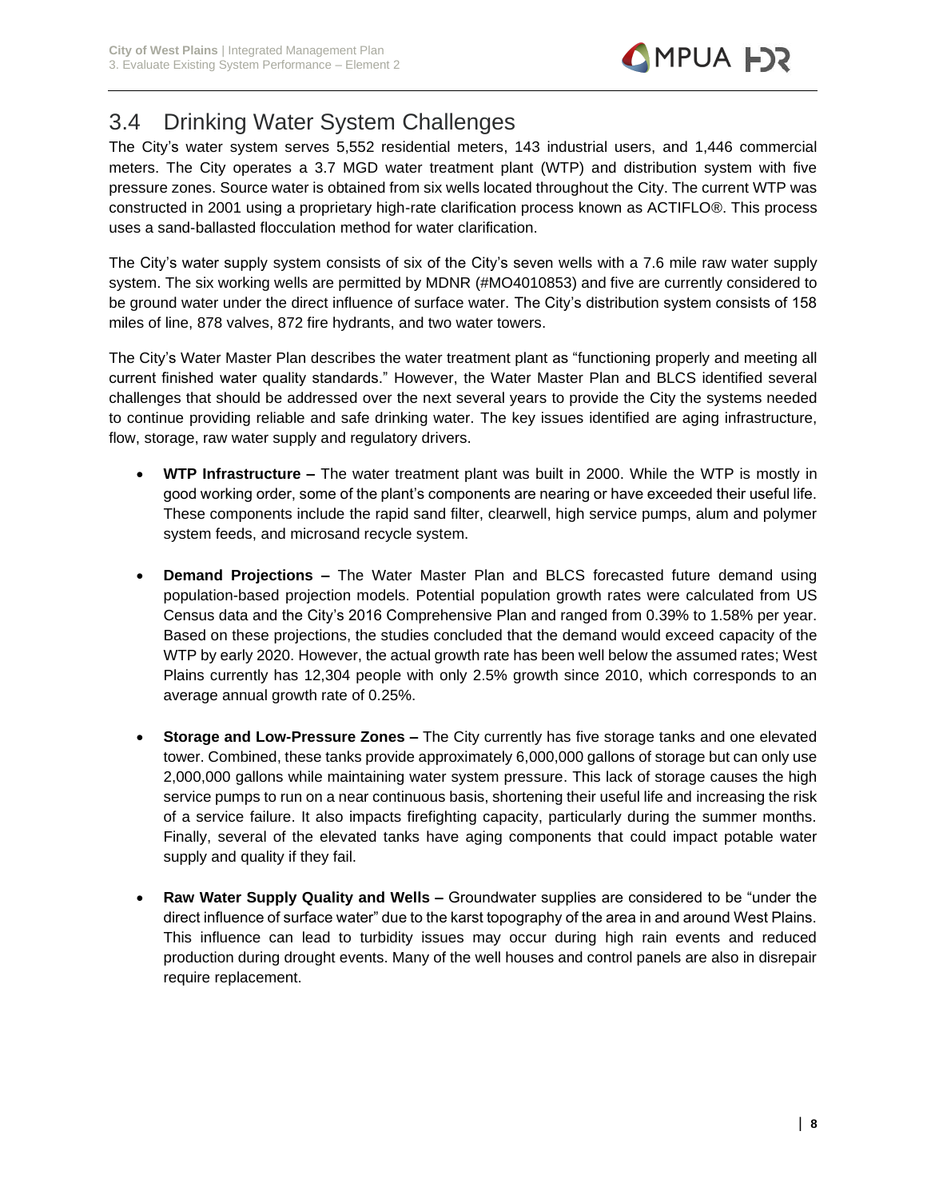## 3.4 Drinking Water System Challenges

The City's water system serves 5,552 residential meters, 143 industrial users, and 1,446 commercial meters. The City operates a 3.7 MGD water treatment plant (WTP) and distribution system with five pressure zones. Source water is obtained from six wells located throughout the City. The current WTP was constructed in 2001 using a proprietary high-rate clarification process known as ACTIFLO®. This process uses a sand-ballasted flocculation method for water clarification.

The City's water supply system consists of six of the City's seven wells with a 7.6 mile raw water supply system. The six working wells are permitted by MDNR (#MO4010853) and five are currently considered to be ground water under the direct influence of surface water. The City's distribution system consists of 158 miles of line, 878 valves, 872 fire hydrants, and two water towers.

The City's Water Master Plan describes the water treatment plant as "functioning properly and meeting all current finished water quality standards." However, the Water Master Plan and BLCS identified several challenges that should be addressed over the next several years to provide the City the systems needed to continue providing reliable and safe drinking water. The key issues identified are aging infrastructure, flow, storage, raw water supply and regulatory drivers.

- **WTP Infrastructure –** The water treatment plant was built in 2000. While the WTP is mostly in good working order, some of the plant's components are nearing or have exceeded their useful life. These components include the rapid sand filter, clearwell, high service pumps, alum and polymer system feeds, and microsand recycle system.

- **Demand Projections –** The Water Master Plan and BLCS forecasted future demand using population-based projection models. Potential population growth rates were calculated from US Census data and the City's 2016 Comprehensive Plan and ranged from 0.39% to 1.58% per year. Based on these projections, the studies concluded that the demand would exceed capacity of the WTP by early 2020. However, the actual growth rate has been well below the assumed rates; West Plains currently has 12,304 people with only 2.5% growth since 2010, which corresponds to an average annual growth rate of 0.25%.

- **Storage and Low-Pressure Zones –** The City currently has five storage tanks and one elevated tower. Combined, these tanks provide approximately 6,000,000 gallons of storage but can only use 2,000,000 gallons while maintaining water system pressure. This lack of storage causes the high service pumps to run on a near continuous basis, shortening their useful life and increasing the risk of a service failure. It also impacts firefighting capacity, particularly during the summer months. Finally, several of the elevated tanks have aging components that could impact potable water supply and quality if they fail.

- **Raw Water Supply Quality and Wells –** Groundwater supplies are considered to be "under the direct influence of surface water" due to the karst topography of the area in and around West Plains. This influence can lead to turbidity issues may occur during high rain events and reduced production during drought events. Many of the well houses and control panels are also in disrepair require replacement.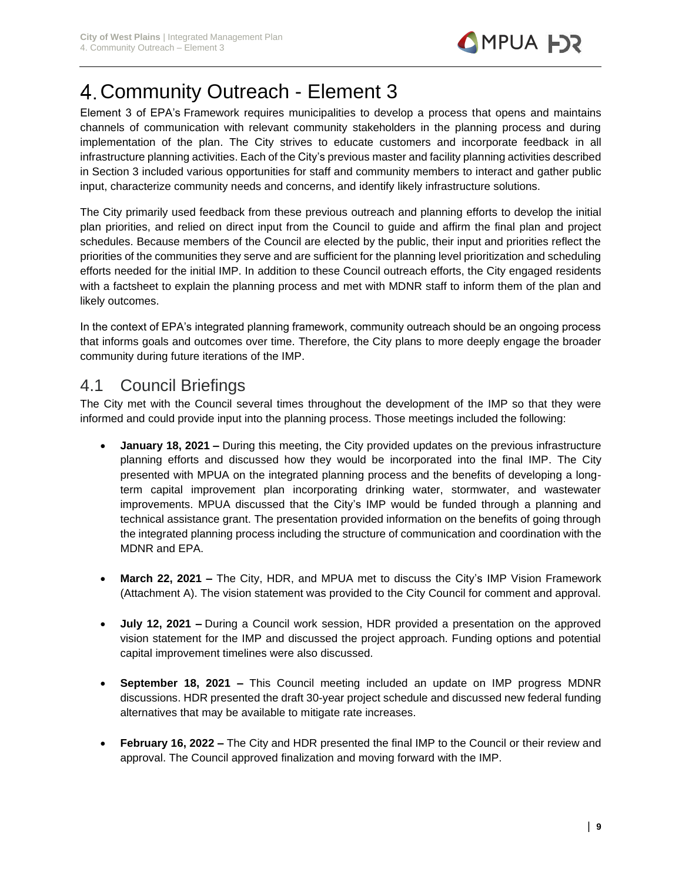# 4. Community Outreach - Element 3

Element 3 of EPA's Framework requires municipalities to develop a process that opens and maintains channels of communication with relevant community stakeholders in the planning process and during implementation of the plan. The City strives to educate customers and incorporate feedback in all infrastructure planning activities. Each of the City's previous master and facility planning activities described in Section 3 included various opportunities for staff and community members to interact and gather public input, characterize community needs and concerns, and identify likely infrastructure solutions.

The City primarily used feedback from these previous outreach and planning efforts to develop the initial plan priorities, and relied on direct input from the Council to guide and affirm the final plan and project schedules. Because members of the Council are elected by the public, their input and priorities reflect the priorities of the communities they serve and are sufficient for the planning level prioritization and scheduling efforts needed for the initial IMP. In addition to these Council outreach efforts, the City engaged residents with a factsheet to explain the planning process and met with MDNR staff to inform them of the plan and likely outcomes.

In the context of EPA's integrated planning framework, community outreach should be an ongoing process that informs goals and outcomes over time. Therefore, the City plans to more deeply engage the broader community during future iterations of the IMP.

## 4.1 Council Briefings

The City met with the Council several times throughout the development of the IMP so that they were informed and could provide input into the planning process. Those meetings included the following:

- **January 18, 2021 –** During this meeting, the City provided updates on the previous infrastructure planning efforts and discussed how they would be incorporated into the final IMP. The City presented with MPUA on the integrated planning process and the benefits of developing a long-term capital improvement plan incorporating drinking water, stormwater, and wastewater improvements. MPUA discussed that the City's IMP would be funded through a planning and technical assistance grant. The presentation provided information on the benefits of going through the integrated planning process including the structure of communication and coordination with the MDNR and EPA.

- **March 22, 2021 –** The City, HDR, and MPUA met to discuss the City's IMP Vision Framework (Attachment A). The vision statement was provided to the City Council for comment and approval.

- **July 12, 2021 –** During a Council work session, HDR provided a presentation on the approved vision statement for the IMP and discussed the project approach. Funding options and potential capital improvement timelines were also discussed.

- **September 18, 2021 –** This Council meeting included an update on IMP progress MDNR discussions. HDR presented the draft 30-year project schedule and discussed new federal funding alternatives that may be available to mitigate rate increases.

- **February 16, 2022 –** The City and HDR presented the final IMP to the Council or their review and approval. The Council approved finalization and moving forward with the IMP.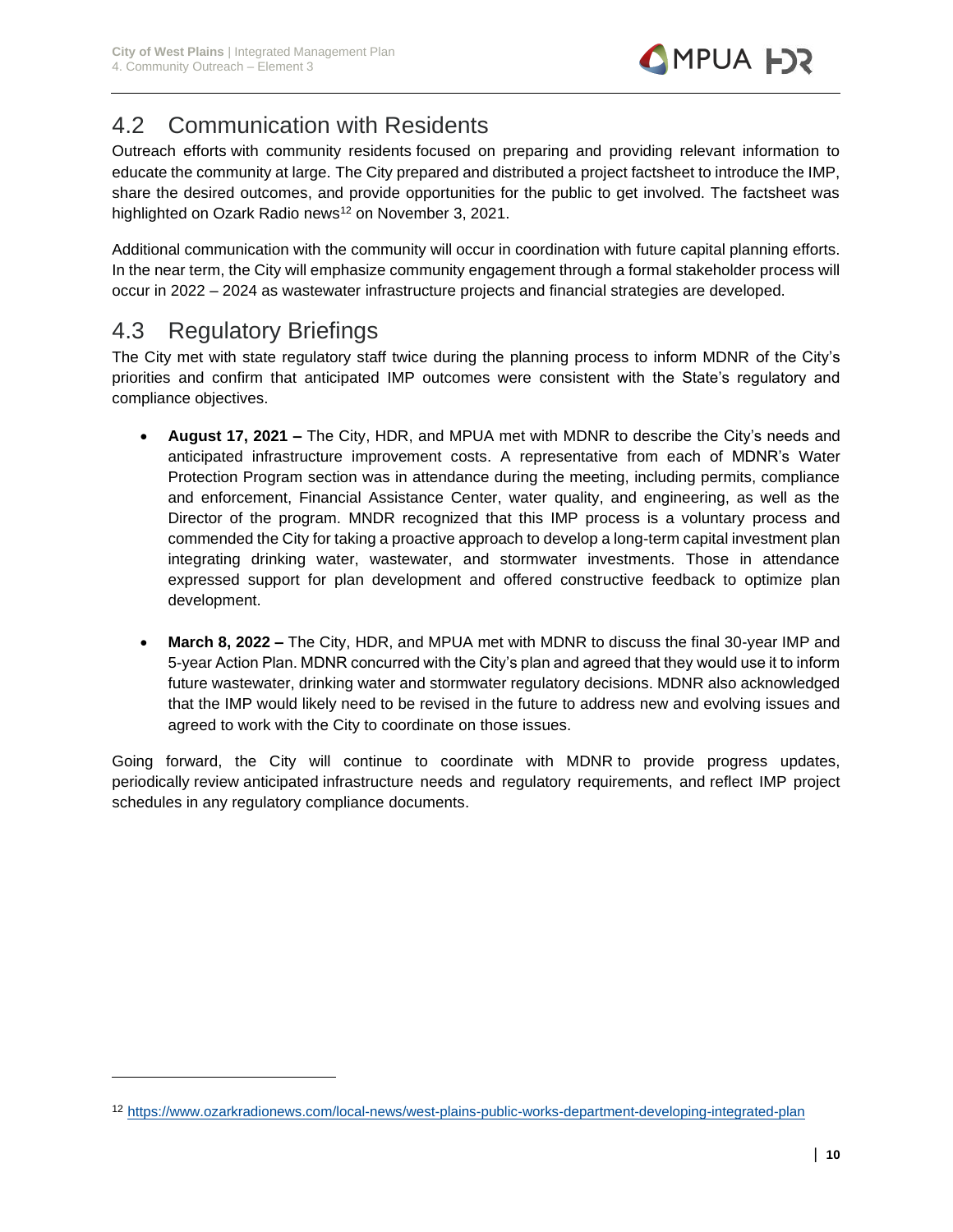## 4.2 Communication with Residents

Outreach efforts with community residents focused on preparing and providing relevant information to educate the community at large. The City prepared and distributed a project factsheet to introduce the IMP, share the desired outcomes, and provide opportunities for the public to get involved. The factsheet was highlighted on Ozark Radio news[12] on November 3, 2021.

Additional communication with the community will occur in coordination with future capital planning efforts. In the near term, the City will emphasize community engagement through a formal stakeholder process will occur in 2022 – 2024 as wastewater infrastructure projects and financial strategies are developed.

## 4.3 Regulatory Briefings

The City met with state regulatory staff twice during the planning process to inform MDNR of the City's priorities and confirm that anticipated IMP outcomes were consistent with the State's regulatory and compliance objectives.

- **August 17, 2021 –** The City, HDR, and MPUA met with MDNR to describe the City's needs and anticipated infrastructure improvement costs. A representative from each of MDNR's Water Protection Program section was in attendance during the meeting, including permits, compliance and enforcement, Financial Assistance Center, water quality, and engineering, as well as the Director of the program. MNDR recognized that this IMP process is a voluntary process and commended the City for taking a proactive approach to develop a long-term capital investment plan integrating drinking water, wastewater, and stormwater investments. Those in attendance expressed support for plan development and offered constructive feedback to optimize plan development.

- **March 8, 2022 –** The City, HDR, and MPUA met with MDNR to discuss the final 30-year IMP and 5-year Action Plan. MDNR concurred with the City's plan and agreed that they would use it to inform future wastewater, drinking water and stormwater regulatory decisions. MDNR also acknowledged that the IMP would likely need to be revised in the future to address new and evolving issues and agreed to work with the City to coordinate on those issues.

Going forward, the City will continue to coordinate with MDNR to provide progress updates, periodically review anticipated infrastructure needs and regulatory requirements, and reflect IMP project schedules in any regulatory compliance documents.

---

[12] https://www.ozarkradionews.com/local-news/west-plains-public-works-department-developing-integrated-plan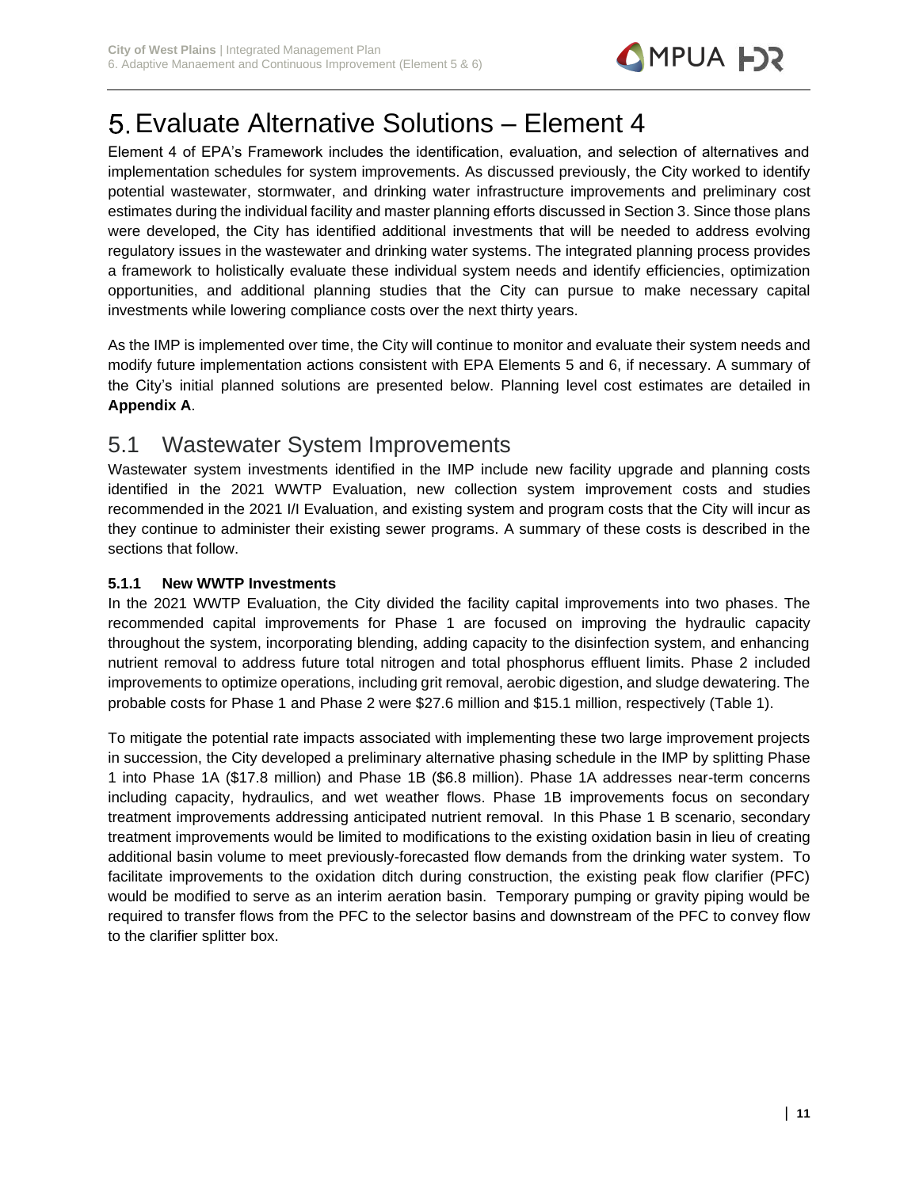# 5. Evaluate Alternative Solutions – Element 4

Element 4 of EPA's Framework includes the identification, evaluation, and selection of alternatives and implementation schedules for system improvements. As discussed previously, the City worked to identify potential wastewater, stormwater, and drinking water infrastructure improvements and preliminary cost estimates during the individual facility and master planning efforts discussed in Section 3. Since those plans were developed, the City has identified additional investments that will be needed to address evolving regulatory issues in the wastewater and drinking water systems. The integrated planning process provides a framework to holistically evaluate these individual system needs and identify efficiencies, optimization opportunities, and additional planning studies that the City can pursue to make necessary capital investments while lowering compliance costs over the next thirty years.

As the IMP is implemented over time, the City will continue to monitor and evaluate their system needs and modify future implementation actions consistent with EPA Elements 5 and 6, if necessary. A summary of the City's initial planned solutions are presented below. Planning level cost estimates are detailed in **Appendix A**.

## 5.1 Wastewater System Improvements

Wastewater system investments identified in the IMP include new facility upgrade and planning costs identified in the 2021 WWTP Evaluation, new collection system improvement costs and studies recommended in the 2021 I/I Evaluation, and existing system and program costs that the City will incur as they continue to administer their existing sewer programs. A summary of these costs is described in the sections that follow.

### 5.1.1 New WWTP Investments

In the 2021 WWTP Evaluation, the City divided the facility capital improvements into two phases. The recommended capital improvements for Phase 1 are focused on improving the hydraulic capacity throughout the system, incorporating blending, adding capacity to the disinfection system, and enhancing nutrient removal to address future total nitrogen and total phosphorus effluent limits. Phase 2 included improvements to optimize operations, including grit removal, aerobic digestion, and sludge dewatering. The probable costs for Phase 1 and Phase 2 were $27.6 million and $15.1 million, respectively (Table 1).

To mitigate the potential rate impacts associated with implementing these two large improvement projects in succession, the City developed a preliminary alternative phasing schedule in the IMP by splitting Phase 1 into Phase 1A ($17.8 million) and Phase 1B ($6.8 million). Phase 1A addresses near-term concerns including capacity, hydraulics, and wet weather flows. Phase 1B improvements focus on secondary treatment improvements addressing anticipated nutrient removal. In this Phase 1 B scenario, secondary treatment improvements would be limited to modifications to the existing oxidation basin in lieu of creating additional basin volume to meet previously-forecasted flow demands from the drinking water system. To facilitate improvements to the oxidation ditch during construction, the existing peak flow clarifier (PFC) would be modified to serve as an interim aeration basin. Temporary pumping or gravity piping would be required to transfer flows from the PFC to the selector basins and downstream of the PFC to convey flow to the clarifier splitter box.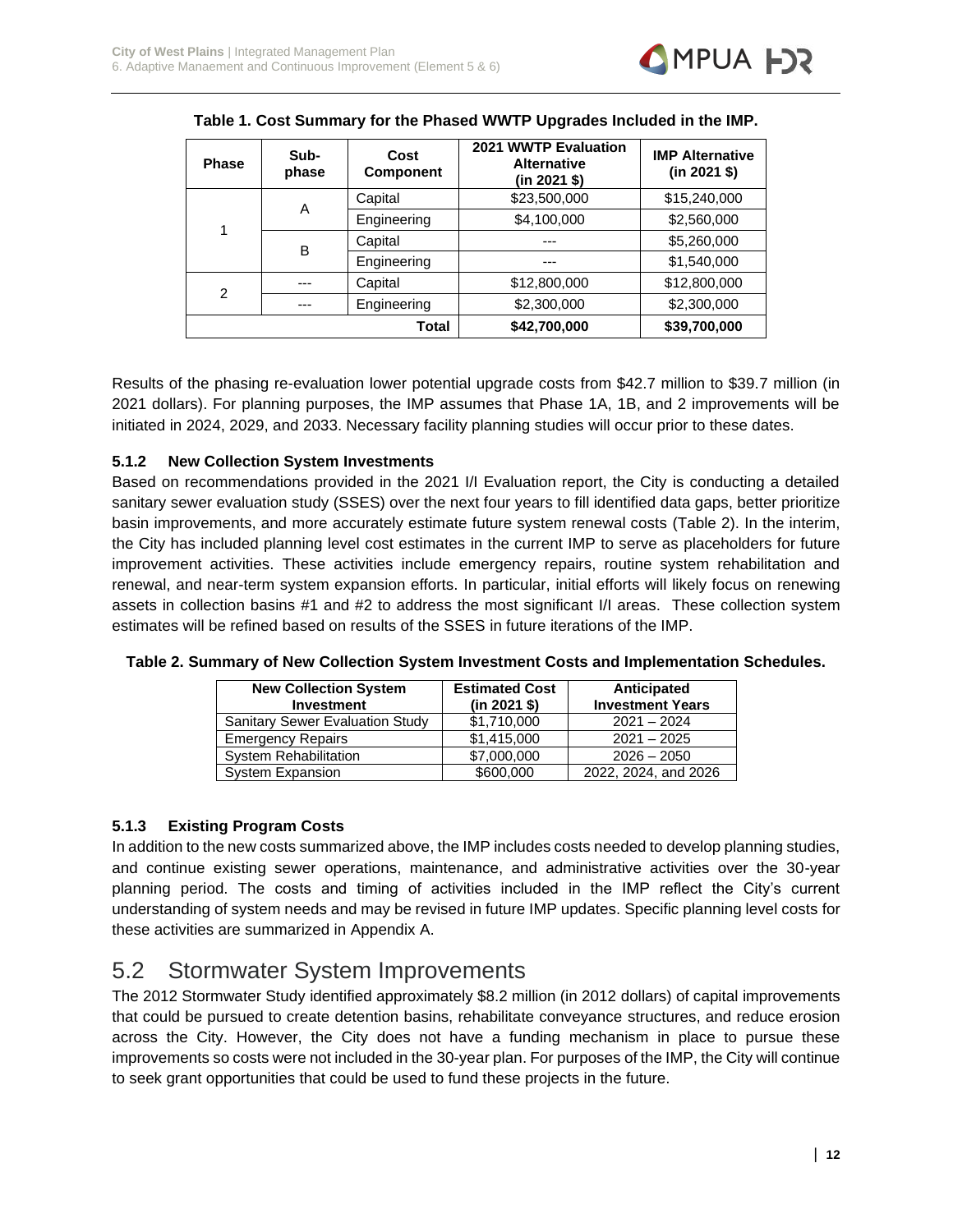**Table 1. Cost Summary for the Phased WWTP Upgrades Included in the IMP.**

| Phase | Sub-phase | Cost Component | 2021 WWTP Evaluation Alternative (in 2021 $) | IMP Alternative (in 2021 $) |
|---|---|---|---|---|
| 1 | A | Capital | $23,500,000 | $15,240,000 |
| | | Engineering | $4,100,000 | $2,560,000 |
| | B | Capital | --- | $5,260,000 |
| | | Engineering | --- | $1,540,000 |
| 2 | --- | Capital | $12,800,000 | $12,800,000 |
| | --- | Engineering | $2,300,000 | $2,300,000 |
| | | **Total** | **$42,700,000** | **$39,700,000** |

Results of the phasing re-evaluation lower potential upgrade costs from $42.7 million to $39.7 million (in 2021 dollars). For planning purposes, the IMP assumes that Phase 1A, 1B, and 2 improvements will be initiated in 2024, 2029, and 2033. Necessary facility planning studies will occur prior to these dates.

### 5.1.2 New Collection System Investments

Based on recommendations provided in the 2021 I/I Evaluation report, the City is conducting a detailed sanitary sewer evaluation study (SSES) over the next four years to fill identified data gaps, better prioritize basin improvements, and more accurately estimate future system renewal costs (Table 2). In the interim, the City has included planning level cost estimates in the current IMP to serve as placeholders for future improvement activities. These activities include emergency repairs, routine system rehabilitation and renewal, and near-term system expansion efforts. In particular, initial efforts will likely focus on renewing assets in collection basins #1 and #2 to address the most significant I/I areas. These collection system estimates will be refined based on results of the SSES in future iterations of the IMP.

**Table 2. Summary of New Collection System Investment Costs and Implementation Schedules.**

| New Collection System Investment | Estimated Cost (in 2021 $) | Anticipated Investment Years |
|---|---|---|
| Sanitary Sewer Evaluation Study | $1,710,000 | 2021 – 2024 |
| Emergency Repairs | $1,415,000 | 2021 – 2025 |
| System Rehabilitation | $7,000,000 | 2026 – 2050 |
| System Expansion | $600,000 | 2022, 2024, and 2026 |

### 5.1.3 Existing Program Costs

In addition to the new costs summarized above, the IMP includes costs needed to develop planning studies, and continue existing sewer operations, maintenance, and administrative activities over the 30-year planning period. The costs and timing of activities included in the IMP reflect the City's current understanding of system needs and may be revised in future IMP updates. Specific planning level costs for these activities are summarized in Appendix A.

## 5.2 Stormwater System Improvements

The 2012 Stormwater Study identified approximately $8.2 million (in 2012 dollars) of capital improvements that could be pursued to create detention basins, rehabilitate conveyance structures, and reduce erosion across the City. However, the City does not have a funding mechanism in place to pursue these improvements so costs were not included in the 30-year plan. For purposes of the IMP, the City will continue to seek grant opportunities that could be used to fund these projects in the future.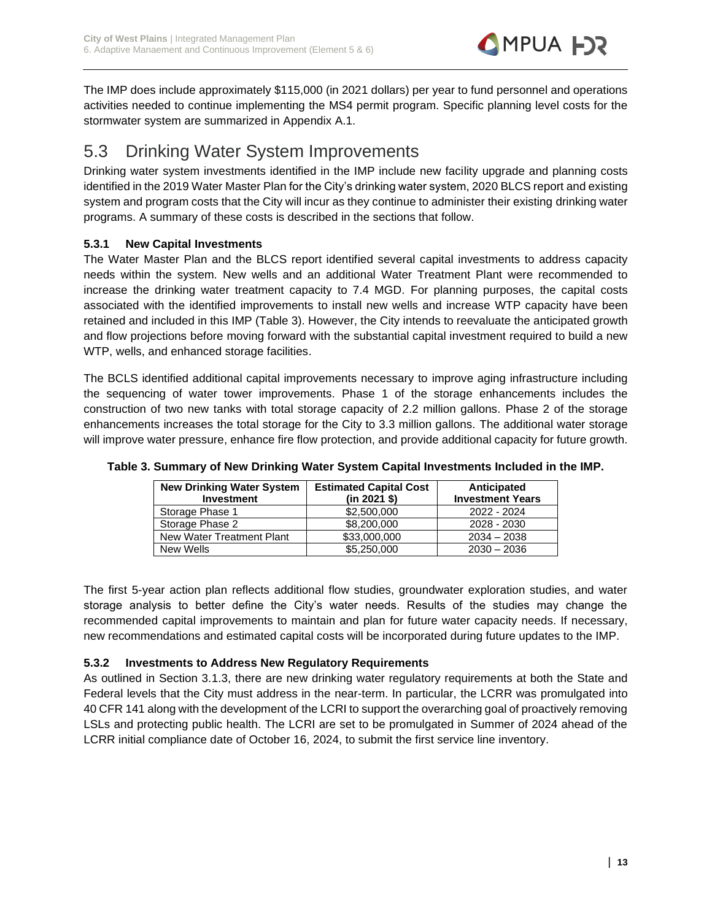The IMP does include approximately $115,000 (in 2021 dollars) per year to fund personnel and operations activities needed to continue implementing the MS4 permit program. Specific planning level costs for the stormwater system are summarized in Appendix A.1.

## 5.3 Drinking Water System Improvements

Drinking water system investments identified in the IMP include new facility upgrade and planning costs identified in the 2019 Water Master Plan for the City's drinking water system, 2020 BLCS report and existing system and program costs that the City will incur as they continue to administer their existing drinking water programs. A summary of these costs is described in the sections that follow.

### 5.3.1 New Capital Investments

The Water Master Plan and the BLCS report identified several capital investments to address capacity needs within the system. New wells and an additional Water Treatment Plant were recommended to increase the drinking water treatment capacity to 7.4 MGD. For planning purposes, the capital costs associated with the identified improvements to install new wells and increase WTP capacity have been retained and included in this IMP (Table 3). However, the City intends to reevaluate the anticipated growth and flow projections before moving forward with the substantial capital investment required to build a new WTP, wells, and enhanced storage facilities.

The BCLS identified additional capital improvements necessary to improve aging infrastructure including the sequencing of water tower improvements. Phase 1 of the storage enhancements includes the construction of two new tanks with total storage capacity of 2.2 million gallons. Phase 2 of the storage enhancements increases the total storage for the City to 3.3 million gallons. The additional water storage will improve water pressure, enhance fire flow protection, and provide additional capacity for future growth.

**Table 3. Summary of New Drinking Water System Capital Investments Included in the IMP.**

| New Drinking Water System Investment | Estimated Capital Cost (in 2021 $) | Anticipated Investment Years |
|---|---|---|
| Storage Phase 1 | $2,500,000 | 2022 - 2024 |
| Storage Phase 2 | $8,200,000 | 2028 - 2030 |
| New Water Treatment Plant | $33,000,000 | 2034 – 2038 |
| New Wells | $5,250,000 | 2030 – 2036 |

The first 5-year action plan reflects additional flow studies, groundwater exploration studies, and water storage analysis to better define the City's water needs. Results of the studies may change the recommended capital improvements to maintain and plan for future water capacity needs. If necessary, new recommendations and estimated capital costs will be incorporated during future updates to the IMP.

### 5.3.2 Investments to Address New Regulatory Requirements

As outlined in Section 3.1.3, there are new drinking water regulatory requirements at both the State and Federal levels that the City must address in the near-term. In particular, the LCRR was promulgated into 40 CFR 141 along with the development of the LCRI to support the overarching goal of proactively removing LSLs and protecting public health. The LCRI are set to be promulgated in Summer of 2024 ahead of the LCRR initial compliance date of October 16, 2024, to submit the first service line inventory.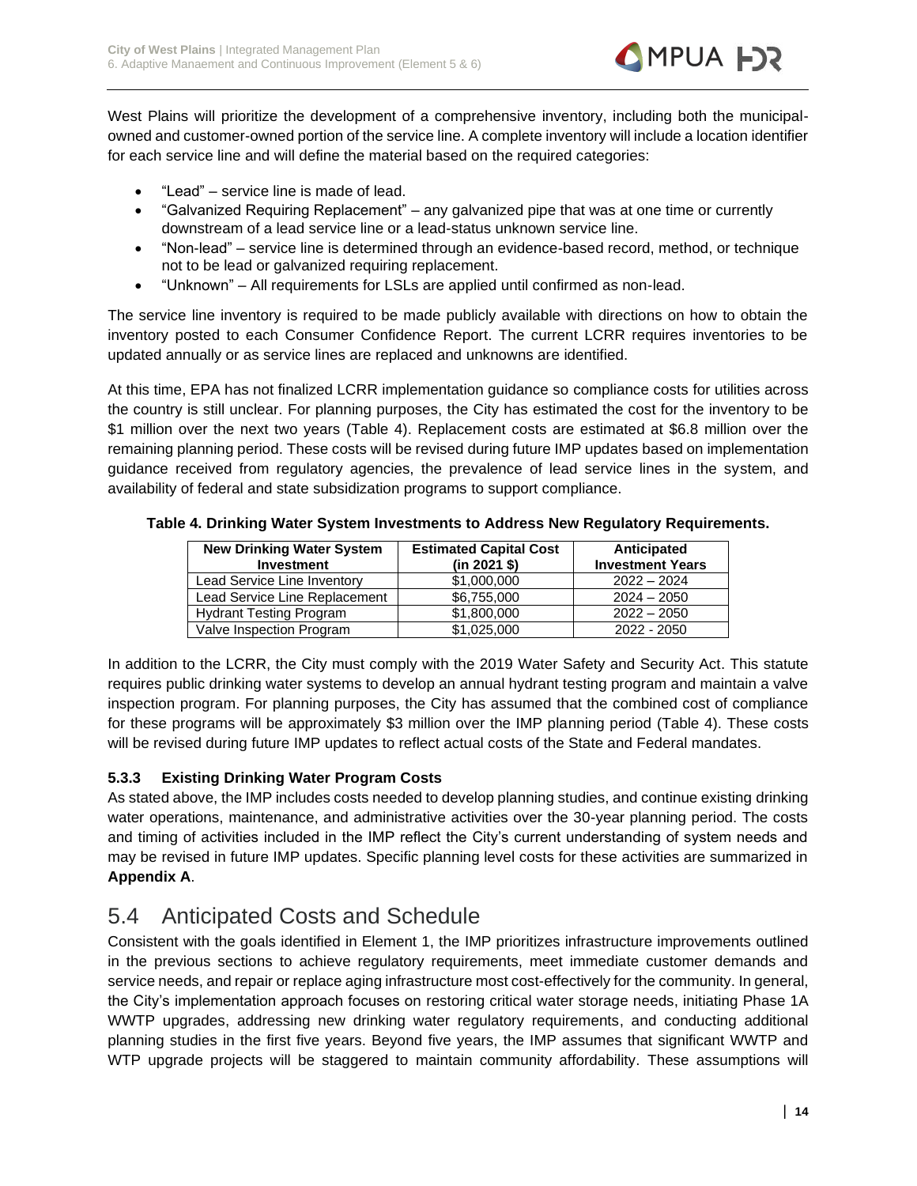West Plains will prioritize the development of a comprehensive inventory, including both the municipal-owned and customer-owned portion of the service line. A complete inventory will include a location identifier for each service line and will define the material based on the required categories:

- "Lead" – service line is made of lead.
- "Galvanized Requiring Replacement" – any galvanized pipe that was at one time or currently downstream of a lead service line or a lead-status unknown service line.
- "Non-lead" – service line is determined through an evidence-based record, method, or technique not to be lead or galvanized requiring replacement.
- "Unknown" – All requirements for LSLs are applied until confirmed as non-lead.

The service line inventory is required to be made publicly available with directions on how to obtain the inventory posted to each Consumer Confidence Report. The current LCRR requires inventories to be updated annually or as service lines are replaced and unknowns are identified.

At this time, EPA has not finalized LCRR implementation guidance so compliance costs for utilities across the country is still unclear. For planning purposes, the City has estimated the cost for the inventory to be $1 million over the next two years (Table 4). Replacement costs are estimated at $6.8 million over the remaining planning period. These costs will be revised during future IMP updates based on implementation guidance received from regulatory agencies, the prevalence of lead service lines in the system, and availability of federal and state subsidization programs to support compliance.

**Table 4. Drinking Water System Investments to Address New Regulatory Requirements.**

| New Drinking Water System Investment | Estimated Capital Cost (in 2021 $) | Anticipated Investment Years |
|---|---|---|
| Lead Service Line Inventory | $1,000,000 | 2022 – 2024 |
| Lead Service Line Replacement | $6,755,000 | 2024 – 2050 |
| Hydrant Testing Program | $1,800,000 | 2022 – 2050 |
| Valve Inspection Program | $1,025,000 | 2022 - 2050 |

In addition to the LCRR, the City must comply with the 2019 Water Safety and Security Act. This statute requires public drinking water systems to develop an annual hydrant testing program and maintain a valve inspection program. For planning purposes, the City has assumed that the combined cost of compliance for these programs will be approximately $3 million over the IMP planning period (Table 4). These costs will be revised during future IMP updates to reflect actual costs of the State and Federal mandates.

### 5.3.3 Existing Drinking Water Program Costs

As stated above, the IMP includes costs needed to develop planning studies, and continue existing drinking water operations, maintenance, and administrative activities over the 30-year planning period. The costs and timing of activities included in the IMP reflect the City's current understanding of system needs and may be revised in future IMP updates. Specific planning level costs for these activities are summarized in **Appendix A**.

## 5.4 Anticipated Costs and Schedule

Consistent with the goals identified in Element 1, the IMP prioritizes infrastructure improvements outlined in the previous sections to achieve regulatory requirements, meet immediate customer demands and service needs, and repair or replace aging infrastructure most cost-effectively for the community. In general, the City's implementation approach focuses on restoring critical water storage needs, initiating Phase 1A WWTP upgrades, addressing new drinking water regulatory requirements, and conducting additional planning studies in the first five years. Beyond five years, the IMP assumes that significant WWTP and WTP upgrade projects will be staggered to maintain community affordability. These assumptions will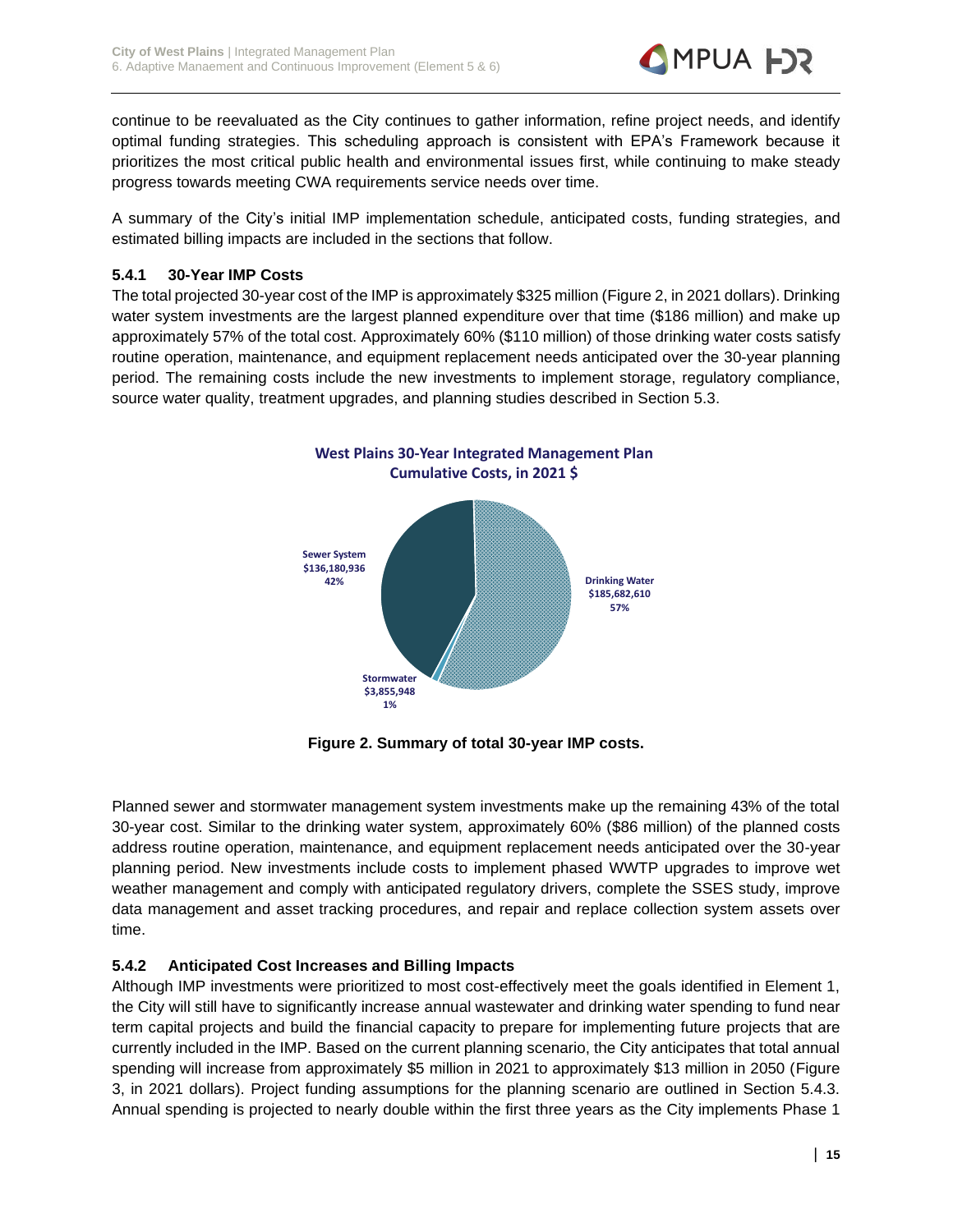continue to be reevaluated as the City continues to gather information, refine project needs, and identify optimal funding strategies. This scheduling approach is consistent with EPA's Framework because it prioritizes the most critical public health and environmental issues first, while continuing to make steady progress towards meeting CWA requirements service needs over time.

A summary of the City's initial IMP implementation schedule, anticipated costs, funding strategies, and estimated billing impacts are included in the sections that follow.

### 5.4.1 30-Year IMP Costs

The total projected 30-year cost of the IMP is approximately $325 million (Figure 2, in 2021 dollars). Drinking water system investments are the largest planned expenditure over that time ($186 million) and make up approximately 57% of the total cost. Approximately 60% ($110 million) of those drinking water costs satisfy routine operation, maintenance, and equipment replacement needs anticipated over the 30-year planning period. The remaining costs include the new investments to implement storage, regulatory compliance, source water quality, treatment upgrades, and planning studies described in Section 5.3.

**West Plains 30-Year Integrated Management Plan Cumulative Costs, in 2021 $**

- Drinking Water: $185,682,610 (57%)
- Sewer System: $136,180,936 (42%)
- Stormwater: $3,855,948 (1%)

**Figure 2. Summary of total 30-year IMP costs.**

Planned sewer and stormwater management system investments make up the remaining 43% of the total 30-year cost. Similar to the drinking water system, approximately 60% ($86 million) of the planned costs address routine operation, maintenance, and equipment replacement needs anticipated over the 30-year planning period. New investments include costs to implement phased WWTP upgrades to improve wet weather management and comply with anticipated regulatory drivers, complete the SSES study, improve data management and asset tracking procedures, and repair and replace collection system assets over time.

### 5.4.2 Anticipated Cost Increases and Billing Impacts

Although IMP investments were prioritized to most cost-effectively meet the goals identified in Element 1, the City will still have to significantly increase annual wastewater and drinking water spending to fund near term capital projects and build the financial capacity to prepare for implementing future projects that are currently included in the IMP. Based on the current planning scenario, the City anticipates that total annual spending will increase from approximately $5 million in 2021 to approximately $13 million in 2050 (Figure 3, in 2021 dollars). Project funding assumptions for the planning scenario are outlined in Section 5.4.3. Annual spending is projected to nearly double within the first three years as the City implements Phase 1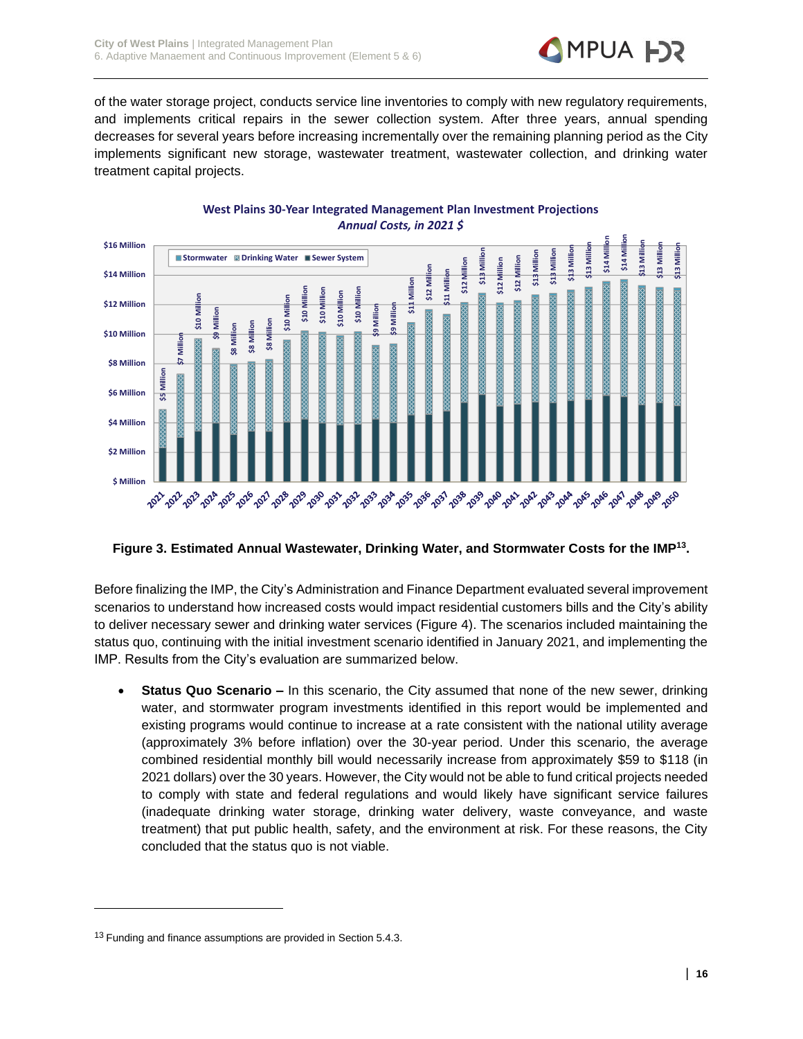of the water storage project, conducts service line inventories to comply with new regulatory requirements, and implements critical repairs in the sewer collection system. After three years, annual spending decreases for several years before increasing incrementally over the remaining planning period as the City implements significant new storage, wastewater treatment, wastewater collection, and drinking water treatment capital projects.

**West Plains 30-Year Integrated Management Plan Investment Projections**
***Annual Costs, in 2021 $***

| Year | Total |
|---|---|
| 2021 | $5 Million |
| 2022 | $7 Million |
| 2023 | $10 Million |
| 2024 | $9 Million |
| 2025 | $8 Million |
| 2026 | $8 Million |
| 2027 | $8 Million |
| 2028 | $10 Million |
| 2029 | $10 Million |
| 2030 | $10 Million |
| 2031 | $10 Million |
| 2032 | $10 Million |
| 2033 | $9 Million |
| 2034 | $9 Million |
| 2035 | $11 Million |
| 2036 | $12 Million |
| 2037 | $11 Million |
| 2038 | $12 Million |
| 2039 | $13 Million |
| 2040 | $12 Million |
| 2041 | $12 Million |
| 2042 | $13 Million |
| 2043 | $13 Million |
| 2044 | $13 Million |
| 2045 | $13 Million |
| 2046 | $14 Million |
| 2047 | $14 Million |
| 2048 | $13 Million |
| 2049 | $13 Million |
| 2050 | $13 Million |

Legend: Stormwater, Drinking Water, Sewer System

**Figure 3. Estimated Annual Wastewater, Drinking Water, and Stormwater Costs for the IMP[13].**

Before finalizing the IMP, the City's Administration and Finance Department evaluated several improvement scenarios to understand how increased costs would impact residential customers bills and the City's ability to deliver necessary sewer and drinking water services (Figure 4). The scenarios included maintaining the status quo, continuing with the initial investment scenario identified in January 2021, and implementing the IMP. Results from the City's evaluation are summarized below.

- **Status Quo Scenario –** In this scenario, the City assumed that none of the new sewer, drinking water, and stormwater program investments identified in this report would be implemented and existing programs would continue to increase at a rate consistent with the national utility average (approximately 3% before inflation) over the 30-year period. Under this scenario, the average combined residential monthly bill would necessarily increase from approximately $59 to $118 (in 2021 dollars) over the 30 years. However, the City would not be able to fund critical projects needed to comply with state and federal regulations and would likely have significant service failures (inadequate drinking water storage, drinking water delivery, waste conveyance, and waste treatment) that put public health, safety, and the environment at risk. For these reasons, the City concluded that the status quo is not viable.

---

[13] Funding and finance assumptions are provided in Section 5.4.3.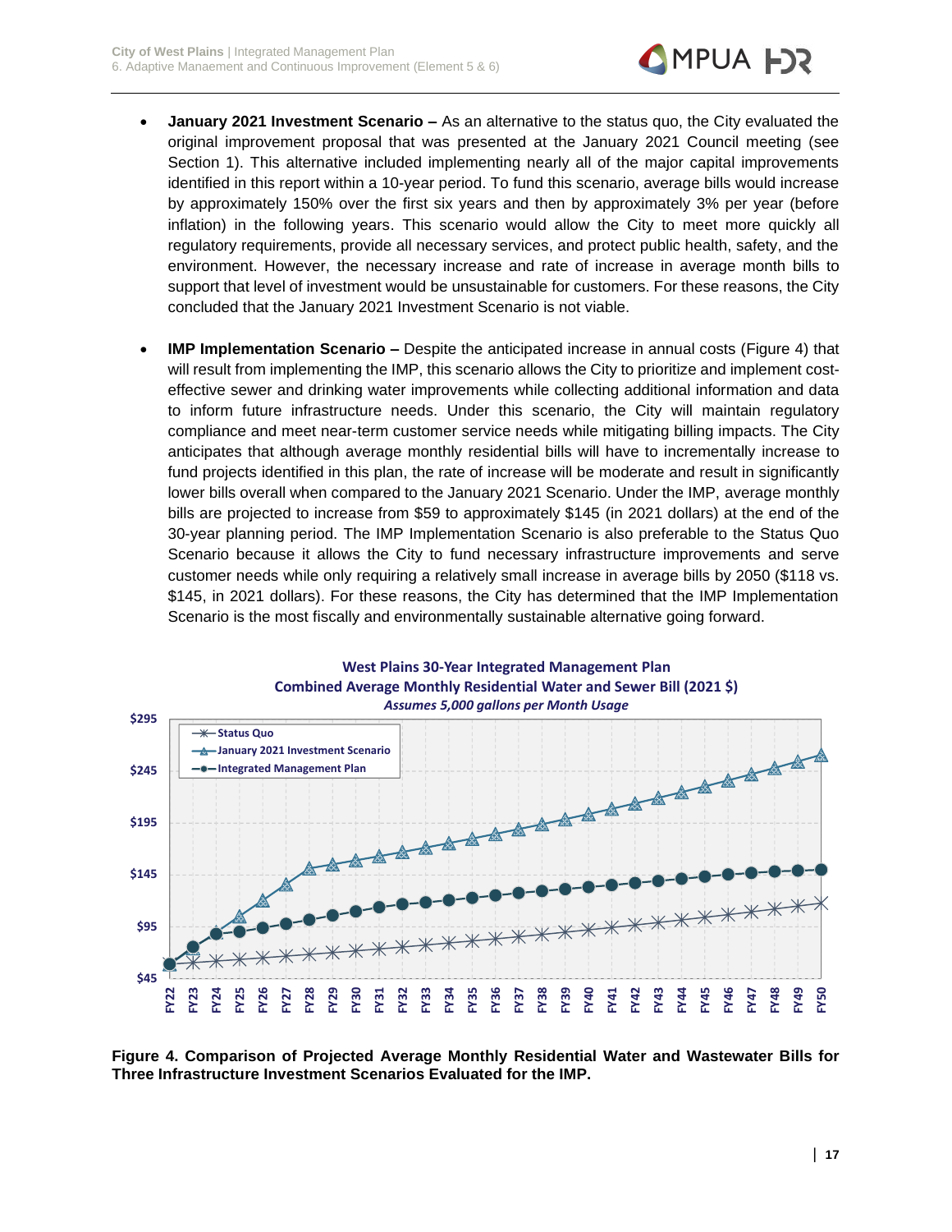- **January 2021 Investment Scenario –** As an alternative to the status quo, the City evaluated the original improvement proposal that was presented at the January 2021 Council meeting (see Section 1). This alternative included implementing nearly all of the major capital improvements identified in this report within a 10-year period. To fund this scenario, average bills would increase by approximately 150% over the first six years and then by approximately 3% per year (before inflation) in the following years. This scenario would allow the City to meet more quickly all regulatory requirements, provide all necessary services, and protect public health, safety, and the environment. However, the necessary increase and rate of increase in average month bills to support that level of investment would be unsustainable for customers. For these reasons, the City concluded that the January 2021 Investment Scenario is not viable.

- **IMP Implementation Scenario –** Despite the anticipated increase in annual costs (Figure 4) that will result from implementing the IMP, this scenario allows the City to prioritize and implement cost-effective sewer and drinking water improvements while collecting additional information and data to inform future infrastructure needs. Under this scenario, the City will maintain regulatory compliance and meet near-term customer service needs while mitigating billing impacts. The City anticipates that although average monthly residential bills will have to incrementally increase to fund projects identified in this plan, the rate of increase will be moderate and result in significantly lower bills overall when compared to the January 2021 Scenario. Under the IMP, average monthly bills are projected to increase from $59 to approximately $145 (in 2021 dollars) at the end of the 30-year planning period. The IMP Implementation Scenario is also preferable to the Status Quo Scenario because it allows the City to fund necessary infrastructure improvements and serve customer needs while only requiring a relatively small increase in average bills by 2050 ($118 vs. $145, in 2021 dollars). For these reasons, the City has determined that the IMP Implementation Scenario is the most fiscally and environmentally sustainable alternative going forward.

**Figure 4. Comparison of Projected Average Monthly Residential Water and Wastewater Bills for Three Infrastructure Investment Scenarios Evaluated for the IMP.**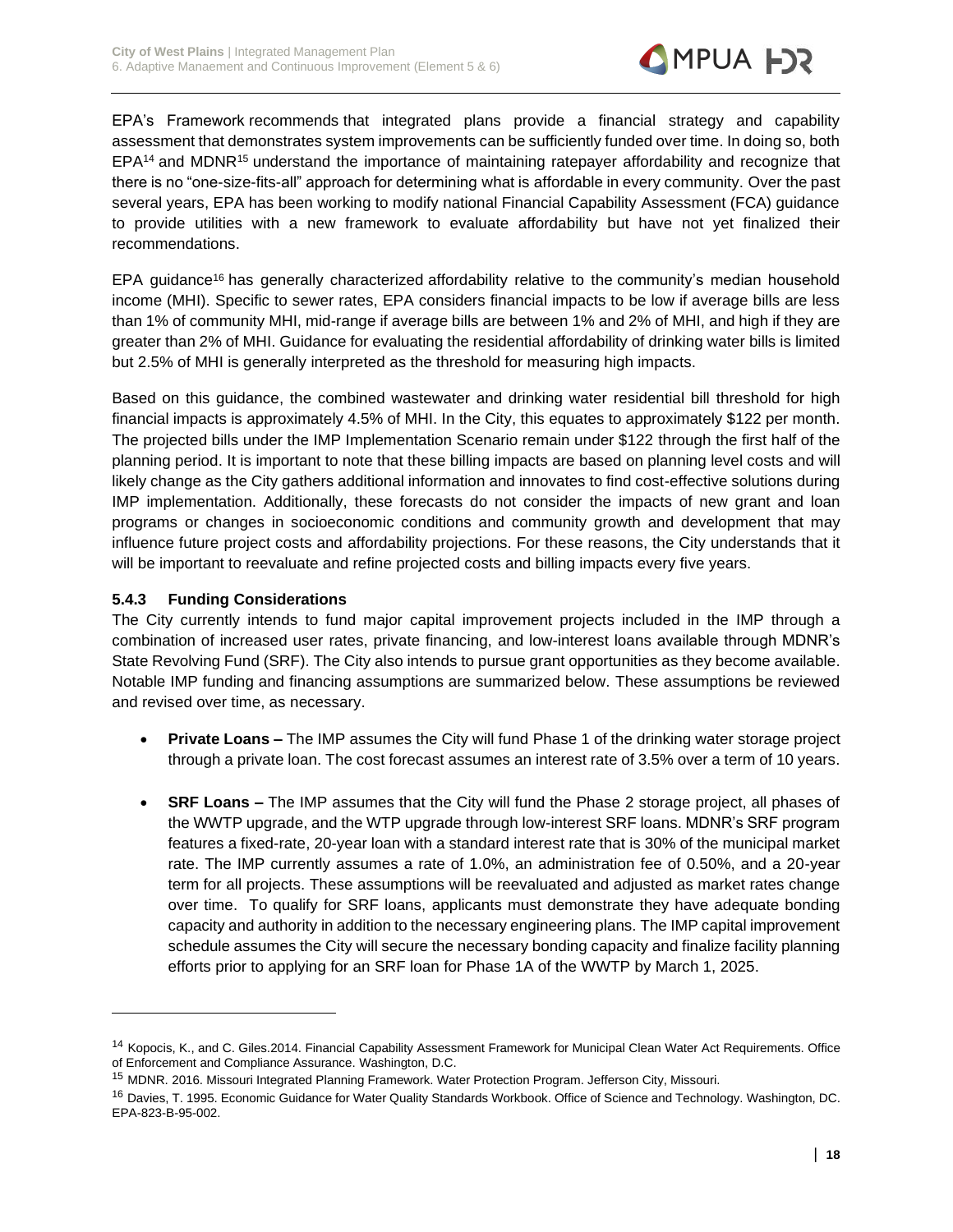EPA's Framework recommends that integrated plans provide a financial strategy and capability assessment that demonstrates system improvements can be sufficiently funded over time. In doing so, both EPA[14] and MDNR[15] understand the importance of maintaining ratepayer affordability and recognize that there is no "one-size-fits-all" approach for determining what is affordable in every community. Over the past several years, EPA has been working to modify national Financial Capability Assessment (FCA) guidance to provide utilities with a new framework to evaluate affordability but have not yet finalized their recommendations.

EPA guidance[16] has generally characterized affordability relative to the community's median household income (MHI). Specific to sewer rates, EPA considers financial impacts to be low if average bills are less than 1% of community MHI, mid-range if average bills are between 1% and 2% of MHI, and high if they are greater than 2% of MHI. Guidance for evaluating the residential affordability of drinking water bills is limited but 2.5% of MHI is generally interpreted as the threshold for measuring high impacts.

Based on this guidance, the combined wastewater and drinking water residential bill threshold for high financial impacts is approximately 4.5% of MHI. In the City, this equates to approximately $122 per month. The projected bills under the IMP Implementation Scenario remain under $122 through the first half of the planning period. It is important to note that these billing impacts are based on planning level costs and will likely change as the City gathers additional information and innovates to find cost-effective solutions during IMP implementation. Additionally, these forecasts do not consider the impacts of new grant and loan programs or changes in socioeconomic conditions and community growth and development that may influence future project costs and affordability projections. For these reasons, the City understands that it will be important to reevaluate and refine projected costs and billing impacts every five years.

### 5.4.3 Funding Considerations

The City currently intends to fund major capital improvement projects included in the IMP through a combination of increased user rates, private financing, and low-interest loans available through MDNR's State Revolving Fund (SRF). The City also intends to pursue grant opportunities as they become available. Notable IMP funding and financing assumptions are summarized below. These assumptions be reviewed and revised over time, as necessary.

- **Private Loans –** The IMP assumes the City will fund Phase 1 of the drinking water storage project through a private loan. The cost forecast assumes an interest rate of 3.5% over a term of 10 years.

- **SRF Loans –** The IMP assumes that the City will fund the Phase 2 storage project, all phases of the WWTP upgrade, and the WTP upgrade through low-interest SRF loans. MDNR's SRF program features a fixed-rate, 20-year loan with a standard interest rate that is 30% of the municipal market rate. The IMP currently assumes a rate of 1.0%, an administration fee of 0.50%, and a 20-year term for all projects. These assumptions will be reevaluated and adjusted as market rates change over time. To qualify for SRF loans, applicants must demonstrate they have adequate bonding capacity and authority in addition to the necessary engineering plans. The IMP capital improvement schedule assumes the City will secure the necessary bonding capacity and finalize facility planning efforts prior to applying for an SRF loan for Phase 1A of the WWTP by March 1, 2025.

---

[14] Kopocis, K., and C. Giles.2014. Financial Capability Assessment Framework for Municipal Clean Water Act Requirements. Office of Enforcement and Compliance Assurance. Washington, D.C.

[15] MDNR. 2016. Missouri Integrated Planning Framework. Water Protection Program. Jefferson City, Missouri.

[16] Davies, T. 1995. Economic Guidance for Water Quality Standards Workbook. Office of Science and Technology. Washington, DC. EPA-823-B-95-002.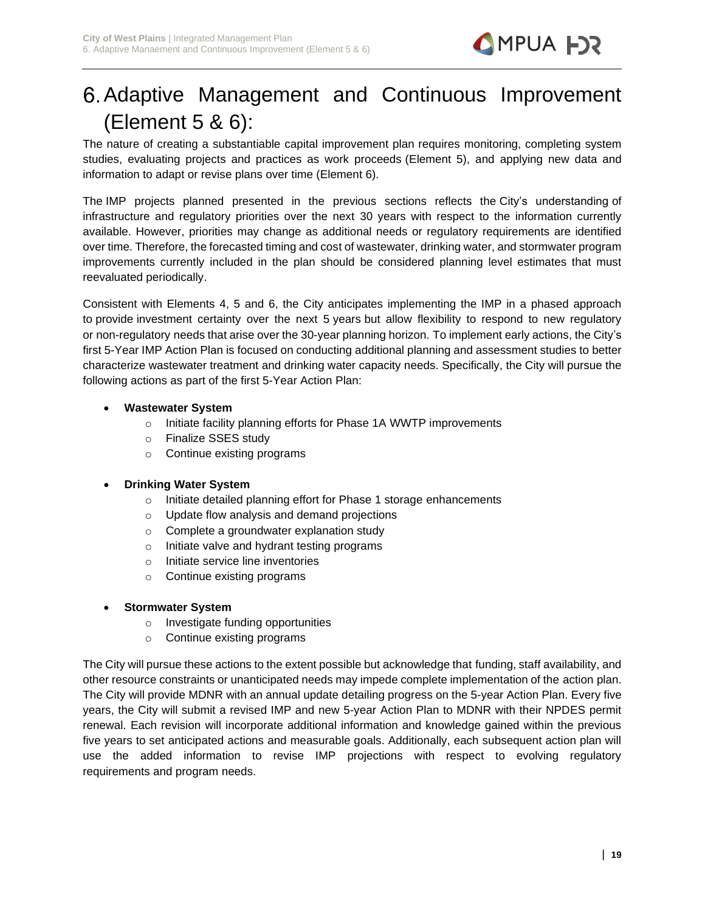# 6. Adaptive Management and Continuous Improvement (Element 5 & 6):

The nature of creating a substantiable capital improvement plan requires monitoring, completing system studies, evaluating projects and practices as work proceeds (Element 5), and applying new data and information to adapt or revise plans over time (Element 6).

The IMP projects planned presented in the previous sections reflects the City's understanding of infrastructure and regulatory priorities over the next 30 years with respect to the information currently available. However, priorities may change as additional needs or regulatory requirements are identified over time. Therefore, the forecasted timing and cost of wastewater, drinking water, and stormwater program improvements currently included in the plan should be considered planning level estimates that must reevaluated periodically.

Consistent with Elements 4, 5 and 6, the City anticipates implementing the IMP in a phased approach to provide investment certainty over the next 5 years but allow flexibility to respond to new regulatory or non-regulatory needs that arise over the 30-year planning horizon. To implement early actions, the City's first 5-Year IMP Action Plan is focused on conducting additional planning and assessment studies to better characterize wastewater treatment and drinking water capacity needs. Specifically, the City will pursue the following actions as part of the first 5-Year Action Plan:

- **Wastewater System**
  - Initiate facility planning efforts for Phase 1A WWTP improvements
  - Finalize SSES study
  - Continue existing programs

- **Drinking Water System**
  - Initiate detailed planning effort for Phase 1 storage enhancements
  - Update flow analysis and demand projections
  - Complete a groundwater explanation study
  - Initiate valve and hydrant testing programs
  - Initiate service line inventories
  - Continue existing programs

- **Stormwater System**
  - Investigate funding opportunities
  - Continue existing programs

The City will pursue these actions to the extent possible but acknowledge that funding, staff availability, and other resource constraints or unanticipated needs may impede complete implementation of the action plan. The City will provide MDNR with an annual update detailing progress on the 5-year Action Plan. Every five years, the City will submit a revised IMP and new 5-year Action Plan to MDNR with their NPDES permit renewal. Each revision will incorporate additional information and knowledge gained within the previous five years to set anticipated actions and measurable goals. Additionally, each subsequent action plan will use the added information to revise IMP projections with respect to evolving regulatory requirements and program needs.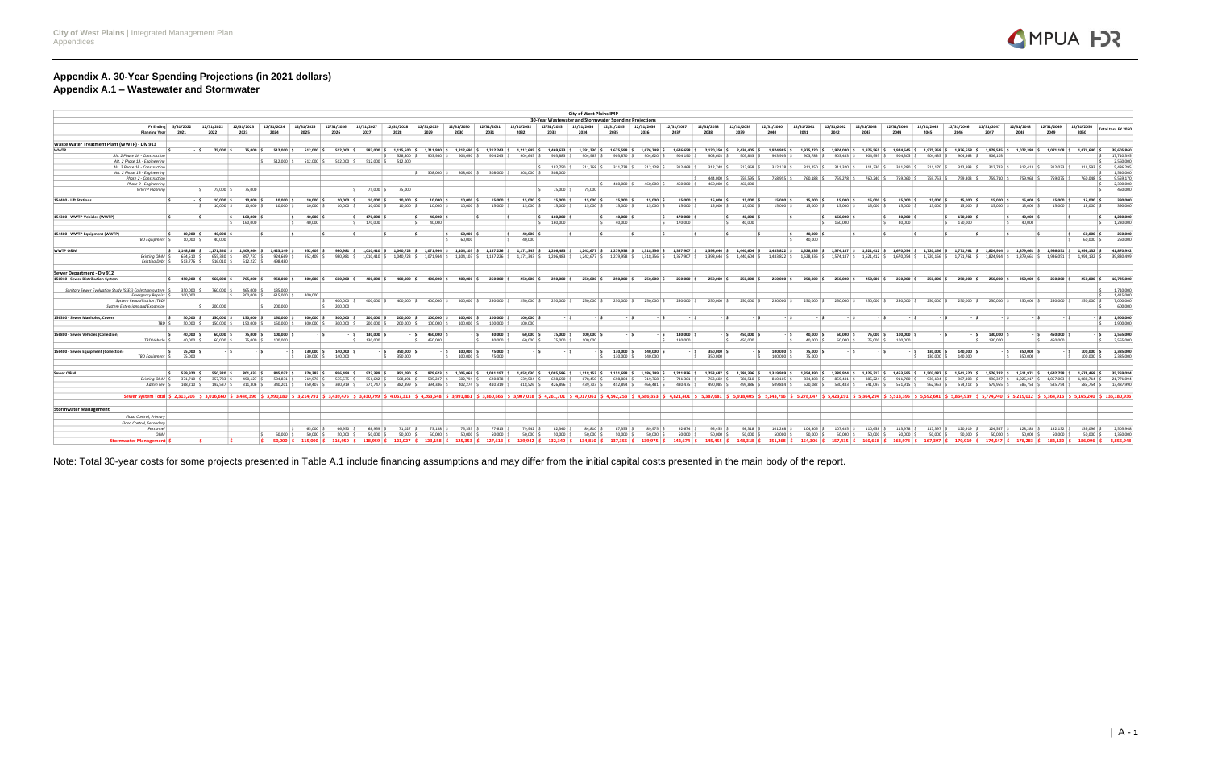# Appendix A. 30-Year Spending Projections (in 2021 dollars)

## Appendix A.1 – Wastewater and Stormwater

**City of West Plains IMP**

**30-Year Wastewater and Stormwater Spending Projections**

| FY Ending | 3/31/2022 | 12/31/2022 | 12/31/2023 | 12/31/2024 | 12/31/2025 | 12/31/2026 | 12/31/2027 | 12/31/2028 | 12/31/2029 | 12/31/2030 | 12/31/2031 | 12/31/2032 | 12/31/2033 | 12/31/2034 | 12/31/2035 | 12/31/2036 | 12/31/2037 | 12/31/2038 | 12/31/2039 | 12/31/2040 | 12/31/2041 | 12/31/2042 | 12/31/2043 | 12/31/2044 | 12/31/2045 | 12/31/2046 | 12/31/2047 | 12/31/2048 | 12/31/2049 | 12/31/2050 | Total thru FY 2050 |
|---|---|---|---|---|---|---|---|---|---|---|---|---|---|---|---|---|---|---|---|---|---|---|---|---|---|---|---|---|---|---|---|
| Planning Year | 2021 | 2022 | 2023 | 2024 | 2025 | 2026 | 2027 | 2028 | 2029 | 2030 | 2031 | 2032 | 2033 | 2034 | 2035 | 2036 | 2037 | 2038 | 2039 | 2040 | 2041 | 2042 | 2043 | 2044 | 2045 | 2046 | 2047 | 2048 | 2049 | 2050 | |
| **Waste Water Treatment Plant (WWTP) - Div 913** | | | | | | | | | | | | | | | | | | | | | | | | | | | | | | | |
| **WWTP** | $ - | $ 75,000 | $ 75,000 | $ 512,000 | $ 512,000 | $ 512,000 | $ 587,000 | $ 1,115,500 | $ 1,211,980 | $ 1,212,693 | $ 1,212,243 | $ 1,212,645 | $ 1,469,633 | $ 1,291,230 | $ 1,675,598 | $ 1,676,798 | $ 1,676,658 | $ 2,120,250 | $ 2,436,405 | $ 1,974,985 | $ 1,975,220 | $ 1,974,080 | $ 1,976,565 | $ 1,974,645 | $ 1,975,358 | $ 1,976,658 | $ 1,978,545 | $ 1,072,380 | $ 1,071,108 | $ 1,071,640 | $ 39,605,860 |
| *Alt. 2 Phase 1A - Construction* | | | | | | | | $ 528,500 | $ 903,980 | $ 904,690 | $ 904,243 | $ 904,645 | $ 903,883 | $ 904,963 | $ 903,870 | $ 904,620 | $ 904,190 | $ 903,630 | $ 903,843 | $ 903,983 | $ 903,783 | $ 903,483 | $ 904,095 | $ 904,205 | $ 904,435 | $ 908,260 | $ 906,103 | | | | $ 17,712,395 |
| *Alt. 2 Phase 1A - Engineering* | | | | $ 512,000 | $ 512,000 | $ 512,000 | $ 512,000 | $ 512,000 | | | | | | | | | | | | | | | | | | | | | | | $ 2,560,000 |
| *Alt. 2 Phase 1B - Construction* | | | | | | | | | | | | | $ 182,750 | $ 311,268 | $ 311,728 | $ 312,128 | $ 312,468 | $ 312,748 | $ 312,968 | $ 312,128 | $ 311,250 | $ 311,320 | $ 311,330 | $ 311,280 | $ 311,170 | $ 312,993 | $ 312,733 | $ 312,413 | $ 312,033 | $ 311,593 | $ 5,486,295 |
| *Alt. 2 Phase 1B - Engineering* | | | | | | | | | $ 308,000 | $ 308,000 | $ 308,000 | $ 308,000 | $ 308,000 | | | | | | | | | | | | | | | | | | $ 1,540,000 |
| *Phase 2 - Construction* | | | | | | | | | | | | | | | | | | $ 444,000 | $ 759,595 | $ 758,955 | $ 760,188 | $ 759,278 | $ 760,240 | $ 759,060 | $ 759,753 | $ 759,303 | $ 759,730 | $ 759,968 | $ 759,075 | $ 760,048 | $ 9,559,170 |
| *Phase 2 - Engineering* | | | | | | | | | | | | | | | $ 460,000 | $ 460,000 | $ 460,000 | $ 460,000 | $ 460,000 | | | | | | | | | | | | $ 2,300,000 |
| *WWTP Planning* | | $ 75,000 | $ 75,000 | | | | $ 75,000 | $ 75,000 | | | | | $ 75,000 | $ 75,000 | | | | | | | | | | | | | | | | | $ 450,000 |
| **154400 - Lift Stations** | $ - | $ 10,000 | $ 10,000 | $ 10,000 | $ 10,000 | $ 10,000 | $ 10,000 | $ 10,000 | $ 10,000 | $ 10,000 | $ 15,000 | $ 15,000 | $ 15,000 | $ 15,000 | $ 15,000 | $ 15,000 | $ 15,000 | $ 15,000 | $ 15,000 | $ 15,000 | $ 15,000 | $ 15,000 | $ 15,000 | $ 15,000 | $ 15,000 | $ 15,000 | $ 15,000 | $ 15,000 | $ 15,000 | $ 15,000 | $ 390,000 |
| | | $ 10,000 | $ 10,000 | $ 10,000 | $ 10,000 | $ 10,000 | $ 10,000 | $ 10,000 | $ 10,000 | $ 10,000 | $ 15,000 | $ 15,000 | $ 15,000 | $ 15,000 | $ 15,000 | $ 15,000 | $ 15,000 | $ 15,000 | $ 15,000 | $ 15,000 | $ 15,000 | $ 15,000 | $ 15,000 | $ 15,000 | $ 15,000 | $ 15,000 | $ 15,000 | $ 15,000 | $ 15,000 | $ 15,000 | $ 390,000 |
| **154300 - WWTP Vehicles (WWTP)** | $ - | $ - | $ 160,000 | $ - | $ 40,000 | $ - | $ 170,000 | $ - | $ 40,000 | $ - | $ - | $ - | $ 160,000 | $ - | $ 40,000 | $ - | $ 170,000 | $ - | $ 40,000 | $ - | $ - | $ 160,000 | $ - | $ 40,000 | $ - | $ 170,000 | $ - | $ 40,000 | $ - | $ - | $ 1,230,000 |
| | | | $ 160,000 | | $ 40,000 | | $ 170,000 | | $ 40,000 | | | | $ 160,000 | | $ 40,000 | | $ 170,000 | | $ 40,000 | | | $ 160,000 | | $ 40,000 | | $ 170,000 | | $ 40,000 | | | $ 1,230,000 |
| **154400 - WWTP Equipment (WWTP)** | $ 10,000 | $ 40,000 | $ - | $ - | $ - | $ - | $ - | $ - | $ - | $ 60,000 | $ - | $ 40,000 | $ - | $ - | $ - | $ - | $ - | $ - | $ - | $ - | $ 40,000 | $ - | $ - | $ - | $ - | $ - | $ - | $ - | $ - | $ 60,000 | $ 250,000 |
| *TBD Equipment* | $ 10,000 | $ 40,000 | | | | | | | | $ 60,000 | | $ 40,000 | | | | | | | | | $ 40,000 | | | | | | | | | $ 60,000 | $ 250,000 |
| **WWTP O&M** | $ 1,148,286 | $ 1,171,340 | $ 1,409,964 | $ 1,423,149 | $ 952,409 | $ 980,981 | $ 1,010,410 | $ 1,040,723 | $ 1,071,944 | $ 1,104,103 | $ 1,137,226 | $ 1,171,343 | $ 1,206,483 | $ 1,242,677 | $ 1,279,958 | $ 1,318,356 | $ 1,357,907 | $ 1,398,644 | $ 1,440,604 | $ 1,483,822 | $ 1,528,336 | $ 1,574,187 | $ 1,621,412 | $ 1,670,054 | $ 1,720,156 | $ 1,771,761 | $ 1,824,914 | $ 1,879,661 | $ 1,936,051 | $ 1,994,132 | $ 41,870,992 |
| *Existing O&M* | $ 634,510 | $ 655,330 | $ 897,737 | $ 924,669 | $ 952,409 | $ 980,981 | $ 1,010,410 | $ 1,040,723 | $ 1,071,944 | $ 1,104,103 | $ 1,137,226 | $ 1,171,343 | $ 1,206,483 | $ 1,242,677 | $ 1,279,958 | $ 1,318,356 | $ 1,357,907 | $ 1,398,644 | $ 1,440,604 | $ 1,483,822 | $ 1,528,336 | $ 1,574,187 | $ 1,621,412 | $ 1,670,054 | $ 1,720,156 | $ 1,771,761 | $ 1,824,914 | $ 1,879,661 | $ 1,936,051 | $ 1,994,132 | $ 39,830,499 |
| *Existing Debt* | $ 513,776 | $ 516,010 | $ 512,227 | $ 498,480 | | | | | | | | | | | | | | | | | | | | | | | | | | | |
| **Sewer Department - Div 912** | | | | | | | | | | | | | | | | | | | | | | | | | | | | | | | |
| **156010 - Sewer Distribution System** | $ 450,000 | $ 960,000 | $ 765,000 | $ 950,000 | $ 400,000 | $ 600,000 | $ 400,000 | $ 400,000 | $ 400,000 | $ 400,000 | $ 250,000 | $ 250,000 | $ 250,000 | $ 250,000 | $ 250,000 | $ 250,000 | $ 250,000 | $ 250,000 | $ 250,000 | $ 250,000 | $ 250,000 | $ 250,000 | $ 250,000 | $ 250,000 | $ 250,000 | $ 250,000 | $ 250,000 | $ 250,000 | $ 250,000 | $ 250,000 | $ 10,725,000 |
| *Sanitary Sewer Evaluation Study (SSES) Collection system* | $ 350,000 | $ 760,000 | $ 465,000 | $ 135,000 | | | | | | | | | | | | | | | | | | | | | | | | | | | $ 1,710,000 |
| *Emergency Repairs* | $ 100,000 | | $ 300,000 | $ 615,000 | $ 400,000 | | | | | | | | | | | | | | | | | | | | | | | | | | $ 1,415,000 |
| *System Rehabilitation (TBD)* | | | | | | $ 400,000 | $ 400,000 | $ 400,000 | $ 400,000 | $ 400,000 | $ 250,000 | $ 250,000 | $ 250,000 | $ 250,000 | $ 250,000 | $ 250,000 | $ 250,000 | $ 250,000 | $ 250,000 | $ 250,000 | $ 250,000 | $ 250,000 | $ 250,000 | $ 250,000 | $ 250,000 | $ 250,000 | $ 250,000 | $ 250,000 | $ 250,000 | $ 250,000 | $ 7,000,000 |
| *System Extensions and Expansion* | | $ 200,000 | | $ 200,000 | | $ 200,000 | | | | | | | | | | | | | | | | | | | | | | | | | $ 600,000 |
| **156300 - Sewer Manholes, Covers** | $ 50,000 | $ 150,000 | $ 150,000 | $ 150,000 | $ 300,000 | $ 300,000 | $ 200,000 | $ 200,000 | $ 100,000 | $ 100,000 | $ 100,000 | $ 100,000 | $ - | $ - | $ - | $ - | $ - | $ - | $ - | $ - | $ - | $ - | $ - | $ - | $ - | $ - | $ - | $ - | $ - | $ - | $ 1,900,000 |
| *TBD* | $ 50,000 | $ 150,000 | $ 150,000 | $ 150,000 | $ 300,000 | $ 300,000 | $ 200,000 | $ 200,000 | $ 100,000 | $ 100,000 | $ 100,000 | $ 100,000 | | | | | | | | | | | | | | | | | | | $ 1,900,000 |
| **156800 - Sewer Vehicles (Collection)** | $ 40,000 | $ 60,000 | $ 75,000 | $ 100,000 | $ - | $ - | $ 130,000 | $ - | $ 450,000 | $ - | $ 40,000 | $ 60,000 | $ 75,000 | $ 100,000 | $ - | $ - | $ 130,000 | $ - | $ 450,000 | $ - | $ 40,000 | $ 60,000 | $ 75,000 | $ 100,000 | $ - | $ - | $ 130,000 | $ - | $ 450,000 | $ - | $ 2,565,000 |
| *TBD Vehicle* | $ 40,000 | $ 60,000 | $ 75,000 | $ 100,000 | | | $ 130,000 | | $ 450,000 | | $ 40,000 | $ 60,000 | $ 75,000 | $ 100,000 | | | $ 130,000 | | $ 450,000 | | $ 40,000 | $ 60,000 | $ 75,000 | $ 100,000 | | | $ 130,000 | | $ 450,000 | | $ 2,565,000 |
| **156400 - Sewer Equipment (Collection)** | $ 75,000 | $ - | $ - | $ - | $ 130,000 | $ 140,000 | $ - | $ 350,000 | $ - | $ 100,000 | $ 75,000 | $ - | $ - | $ - | $ 130,000 | $ 140,000 | $ - | $ 350,000 | $ - | $ 100,000 | $ 75,000 | $ - | $ - | $ - | $ 130,000 | $ 140,000 | $ - | $ 350,000 | $ - | $ 100,000 | $ 2,385,000 |
| *TBD Equipment* | $ 75,000 | | | | $ 130,000 | $ 140,000 | | $ 350,000 | | $ 100,000 | $ 75,000 | | | | $ 130,000 | $ 140,000 | | $ 350,000 | | $ 100,000 | $ 75,000 | | | | $ 130,000 | $ 140,000 | | $ 350,000 | | $ 100,000 | $ 2,385,000 |
| **Sewer O&M** | $ 539,920 | $ 550,320 | $ 801,433 | $ 845,032 | $ 870,283 | $ 896,494 | $ 923,289 | $ 951,090 | $ 979,623 | $ 1,009,068 | $ 1,039,197 | $ 1,058,030 | $ 1,085,586 | $ 1,118,153 | $ 1,151,608 | $ 1,186,249 | $ 1,221,836 | $ 1,253,687 | $ 1,286,396 | $ 1,319,989 | $ 1,354,490 | $ 1,389,924 | $ 1,426,317 | $ 1,463,695 | $ 1,502,087 | $ 1,541,520 | $ 1,576,282 | $ 1,611,971 | $ 1,642,758 | $ 1,674,468 | $ 35,259,084 |
| *Existing O&M* | $ 371,710 | $ 357,763 | $ 490,127 | $ 504,831 | $ 519,976 | $ 535,575 | $ 551,642 | $ 568,191 | $ 585,237 | $ 602,794 | $ 620,878 | $ 639,504 | $ 658,689 | $ 678,450 | $ 698,804 | $ 719,768 | $ 741,361 | $ 763,602 | $ 786,510 | $ 810,105 | $ 834,408 | $ 859,441 | $ 885,224 | $ 911,780 | $ 939,134 | $ 967,308 | $ 996,327 | $ 1,026,217 | $ 1,057,003 | $ 1,088,714 | $ 21,771,394 |
| *Admin Fee* | $ 168,210 | $ 192,557 | $ 311,306 | $ 340,201 | $ 350,407 | $ 360,919 | $ 371,747 | $ 382,899 | $ 394,386 | $ 406,274 | $ 418,319 | $ 418,526 | $ 426,896 | $ 439,703 | $ 452,804 | $ 466,481 | $ 480,475 | $ 490,085 | $ 499,886 | $ 509,884 | $ 520,082 | $ 530,483 | $ 541,093 | $ 551,915 | $ 562,953 | $ 574,212 | $ 579,955 | $ 585,754 | $ 585,754 | $ 585,754 | $ 13,487,990 |
| **Sewer System Total** | $ 2,313,206 | $ 3,016,660 | $ 3,446,396 | $ 3,990,180 | $ 3,214,791 | $ 3,439,475 | $ 3,430,799 | $ 4,067,313 | $ 4,263,548 | $ 3,991,863 | $ 3,860,666 | $ 3,907,018 | $ 4,261,701 | $ 4,017,061 | $ 4,542,253 | $ 4,586,353 | $ 4,821,401 | $ 5,387,681 | $ 5,918,405 | $ 5,143,796 | $ 5,278,047 | $ 5,423,191 | $ 5,364,294 | $ 5,513,395 | $ 5,592,601 | $ 5,864,939 | $ 5,774,740 | $ 5,219,012 | $ 5,364,916 | $ 5,165,240 | $ 136,180,936 |
| **Stormwater Management** | | | | | | | | | | | | | | | | | | | | | | | | | | | | | | | |
| *Flood Control, Primary* | | | | | | | | | | | | | | | | | | | | | | | | | | | | | | | |
| *Flood Control, Secondary* | | | | | | | | | | | | | | | | | | | | | | | | | | | | | | | |
| *Personnel* | | | | | $ 65,000 | $ 66,950 | $ 68,959 | $ 71,027 | $ 73,158 | $ 75,353 | $ 77,613 | $ 79,942 | $ 82,340 | $ 84,810 | $ 87,355 | $ 89,975 | $ 92,674 | $ 95,455 | $ 98,318 | $ 101,268 | $ 104,306 | $ 107,435 | $ 110,658 | $ 113,978 | $ 117,397 | $ 120,919 | $ 124,547 | $ 128,283 | $ 132,132 | $ 136,096 | $ 2,505,948 |
| *O&M* | | | | $ 50,000 | $ 50,000 | $ 50,000 | $ 50,000 | $ 50,000 | $ 50,000 | $ 50,000 | $ 50,000 | $ 50,000 | $ 50,000 | $ 50,000 | $ 50,000 | $ 50,000 | $ 50,000 | $ 50,000 | $ 50,000 | $ 50,000 | $ 50,000 | $ 50,000 | $ 50,000 | $ 50,000 | $ 50,000 | $ 50,000 | $ 50,000 | $ 50,000 | $ 50,000 | $ 50,000 | $ 1,350,000 |
| **Stormwater Management** | $ - | $ - | $ - | $ 50,000 | $ 115,000 | $ 116,950 | $ 118,959 | $ 121,027 | $ 123,158 | $ 125,353 | $ 127,613 | $ 129,942 | $ 132,340 | $ 134,810 | $ 137,355 | $ 139,975 | $ 142,674 | $ 145,455 | $ 148,318 | $ 151,268 | $ 154,306 | $ 157,435 | $ 160,658 | $ 163,978 | $ 167,397 | $ 170,919 | $ 174,547 | $ 178,283 | $ 182,132 | $ 186,096 | $ 3,855,948 |

Note: Total 30-year costs for some projects presented in Table A.1 include financing assumptions and may differ from the initial capital costs presented in the main body of the report.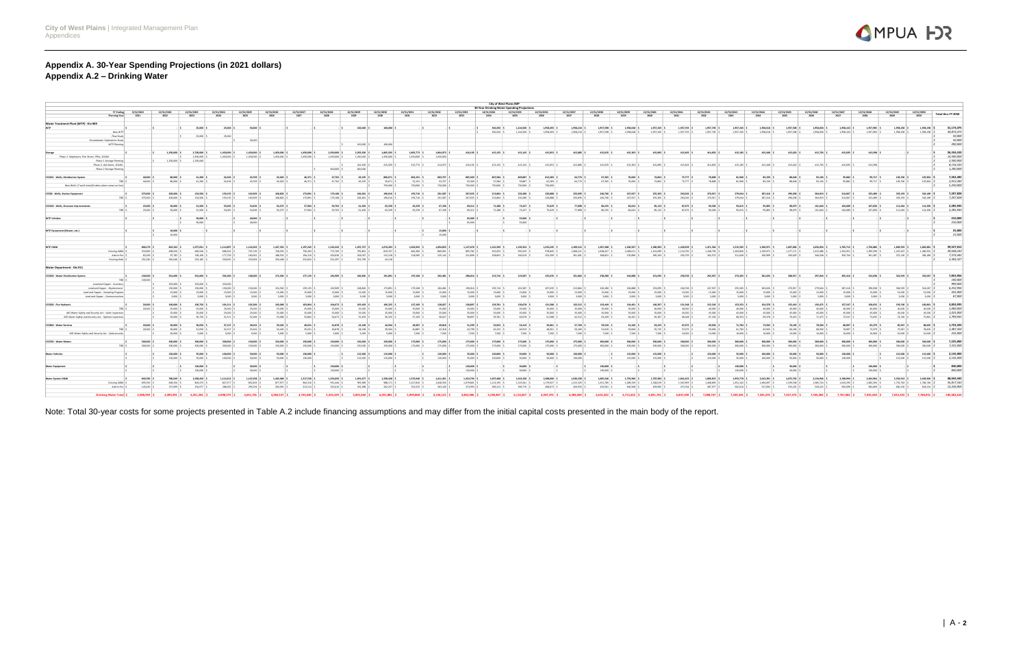# Appendix A. 30-Year Spending Projections (in 2021 dollars)

## Appendix A.2 – Drinking Water

**City of West Plains IWP**
**30-Year Drinking Water Spending Projections**

Note: Total 30-year costs for some projects presented in Table A.2 include financing assumptions and may differ from the initial capital costs presented in the main body of the report.